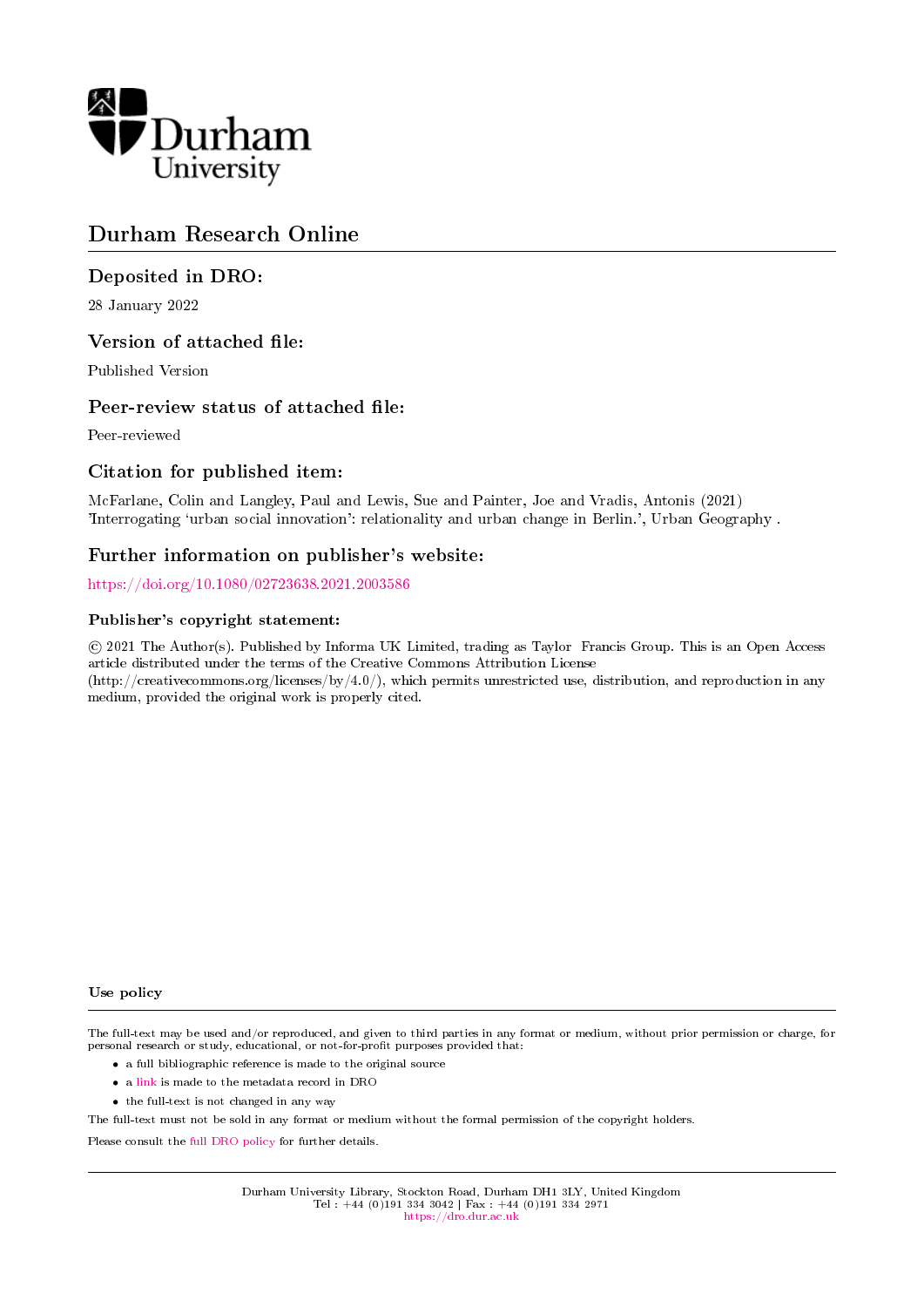Durham University

# Durham Research Online

## Deposited in DRO:

28 January 2022

## Version of attached file:

Published Version

## Peer-review status of attached file:

Peer-reviewed

## Citation for published item:

McFarlane, Colin and Langley, Paul and Lewis, Sue and Painter, Joe and Vradis, Antonis (2021) 'Interrogating 'urban social innovation': relationality and urban change in Berlin.', Urban Geography .

## Further information on publisher's website:

https://doi.org/10.1080/02723638.2021.2003586

### Publisher's copyright statement:

© 2021 The Author(s). Published by Informa UK Limited, trading as Taylor Francis Group. This is an Open Access article distributed under the terms of the Creative Commons Attribution License (http://creativecommons.org/licenses/by/4.0/), which permits unrestricted use, distribution, and reproduction in any medium, provided the original work is properly cited.

### Use policy

The full-text may be used and/or reproduced, and given to third parties in any format or medium, without prior permission or charge, for personal research or study, educational, or not-for-profit purposes provided that:

- a full bibliographic reference is made to the original source
- a link is made to the metadata record in DRO
- the full-text is not changed in any way

The full-text must not be sold in any format or medium without the formal permission of the copyright holders.

Please consult the full DRO policy for further details.

Durham University Library, Stockton Road, Durham DH1 3LY, United Kingdom
Tel : +44 (0)191 334 3042 | Fax : +44 (0)191 334 2971
https://dro.dur.ac.uk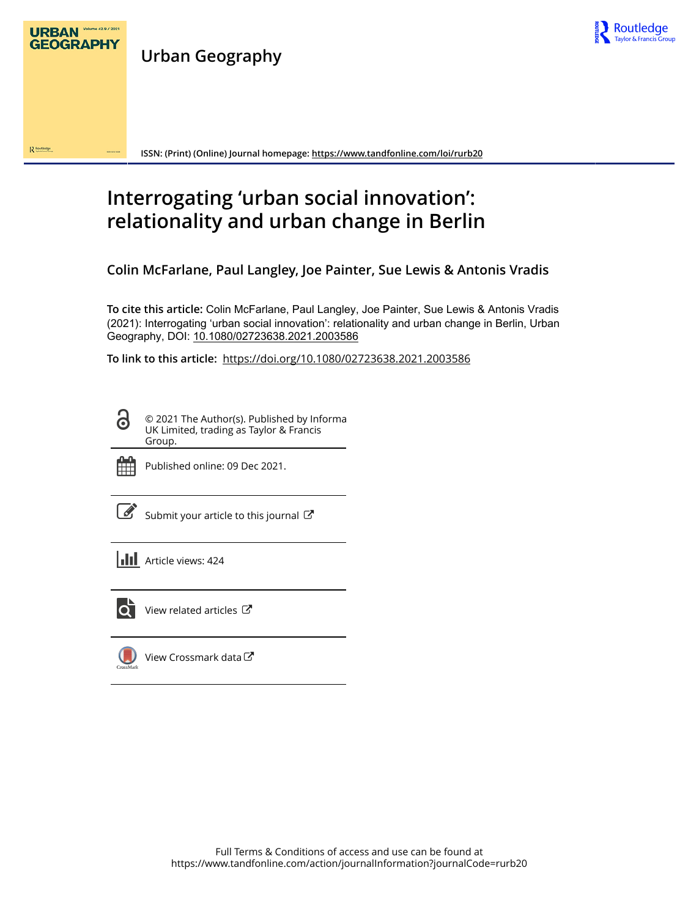Urban Geography

ISSN: (Print) (Online) Journal homepage: https://www.tandfonline.com/loi/rurb20

# Interrogating 'urban social innovation': relationality and urban change in Berlin

**Colin McFarlane, Paul Langley, Joe Painter, Sue Lewis & Antonis Vradis**

**To cite this article:** Colin McFarlane, Paul Langley, Joe Painter, Sue Lewis & Antonis Vradis (2021): Interrogating 'urban social innovation': relationality and urban change in Berlin, Urban Geography, DOI: 10.1080/02723638.2021.2003586

**To link to this article:** https://doi.org/10.1080/02723638.2021.2003586

© 2021 The Author(s). Published by Informa UK Limited, trading as Taylor & Francis Group.

Published online: 09 Dec 2021.

Submit your article to this journal

Article views: 424

View related articles

View Crossmark data

Full Terms & Conditions of access and use can be found at https://www.tandfonline.com/action/journalInformation?journalCode=rurb20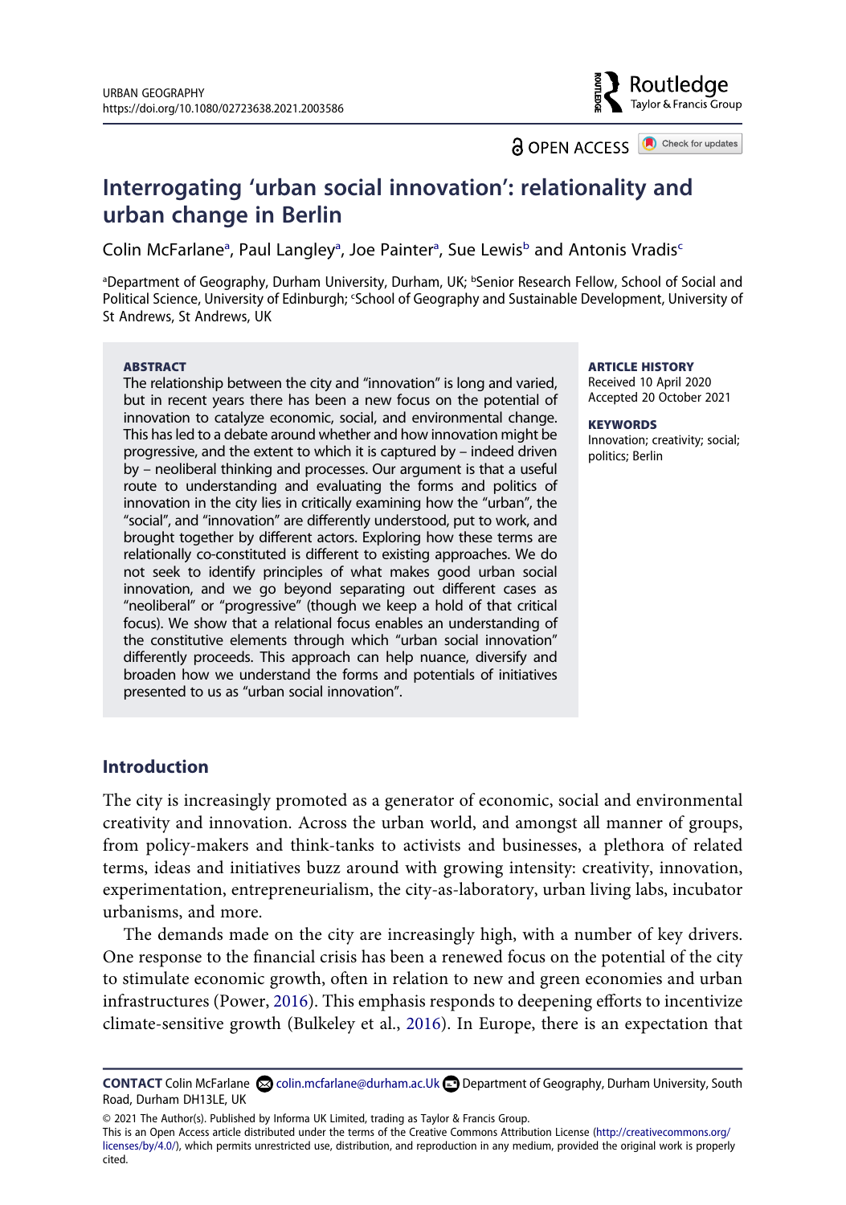# Interrogating 'urban social innovation': relationality and urban change in Berlin

Colin McFarlane[a], Paul Langley[a], Joe Painter[a], Sue Lewis[b] and Antonis Vradis[c]

[a]Department of Geography, Durham University, Durham, UK; [b]Senior Research Fellow, School of Social and Political Science, University of Edinburgh; [c]School of Geography and Sustainable Development, University of St Andrews, St Andrews, UK

**ABSTRACT**

The relationship between the city and "innovation" is long and varied, but in recent years there has been a new focus on the potential of innovation to catalyze economic, social, and environmental change. This has led to a debate around whether and how innovation might be progressive, and the extent to which it is captured by – indeed driven by – neoliberal thinking and processes. Our argument is that a useful route to understanding and evaluating the forms and politics of innovation in the city lies in critically examining how the "urban", the "social", and "innovation" are differently understood, put to work, and brought together by different actors. Exploring how these terms are relationally co-constituted is different to existing approaches. We do not seek to identify principles of what makes good urban social innovation, and we go beyond separating out different cases as "neoliberal" or "progressive" (though we keep a hold of that critical focus). We show that a relational focus enables an understanding of the constitutive elements through which "urban social innovation" differently proceeds. This approach can help nuance, diversify and broaden how we understand the forms and potentials of initiatives presented to us as "urban social innovation".

**ARTICLE HISTORY**

Received 10 April 2020
Accepted 20 October 2021

**KEYWORDS**

Innovation; creativity; social; politics; Berlin

## Introduction

The city is increasingly promoted as a generator of economic, social and environmental creativity and innovation. Across the urban world, and amongst all manner of groups, from policy-makers and think-tanks to activists and businesses, a plethora of related terms, ideas and initiatives buzz around with growing intensity: creativity, innovation, experimentation, entrepreneurialism, the city-as-laboratory, urban living labs, incubator urbanisms, and more.

The demands made on the city are increasingly high, with a number of key drivers. One response to the financial crisis has been a renewed focus on the potential of the city to stimulate economic growth, often in relation to new and green economies and urban infrastructures (Power, 2016). This emphasis responds to deepening efforts to incentivize climate-sensitive growth (Bulkeley et al., 2016). In Europe, there is an expectation that

**CONTACT** Colin McFarlane colin.mcfarlane@durham.ac.Uk Department of Geography, Durham University, South Road, Durham DH13LE, UK

© 2021 The Author(s). Published by Informa UK Limited, trading as Taylor & Francis Group.
This is an Open Access article distributed under the terms of the Creative Commons Attribution License (http://creativecommons.org/licenses/by/4.0/), which permits unrestricted use, distribution, and reproduction in any medium, provided the original work is properly cited.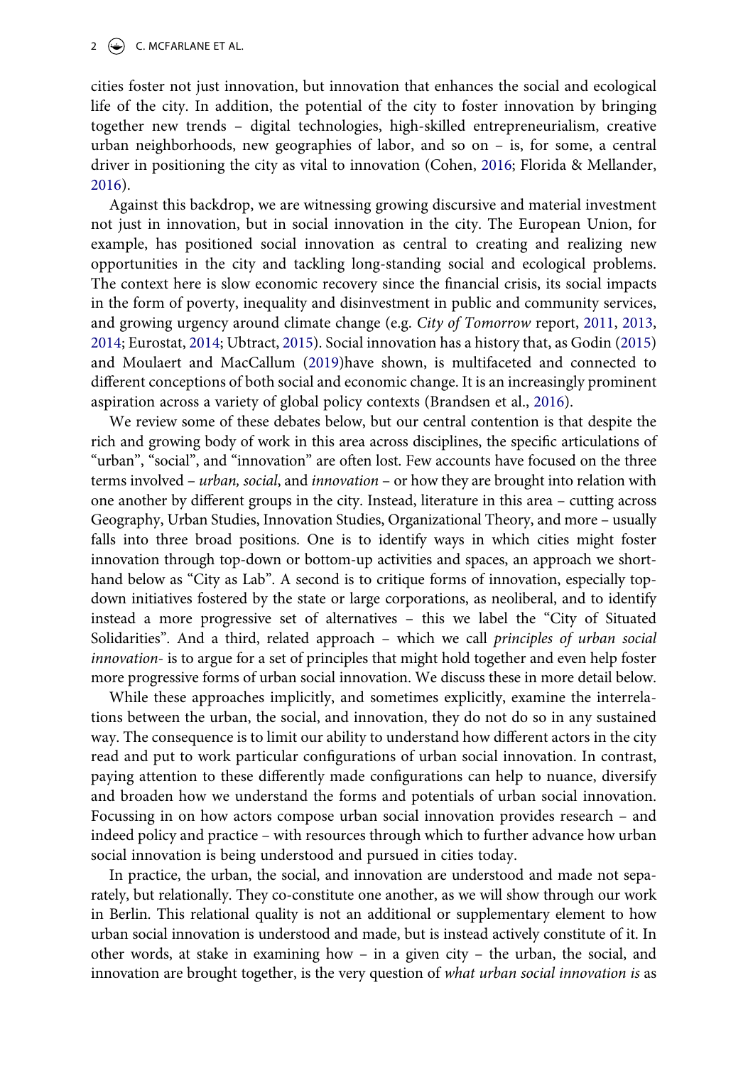cities foster not just innovation, but innovation that enhances the social and ecological life of the city. In addition, the potential of the city to foster innovation by bringing together new trends – digital technologies, high-skilled entrepreneurialism, creative urban neighborhoods, new geographies of labor, and so on – is, for some, a central driver in positioning the city as vital to innovation (Cohen, 2016; Florida & Mellander, 2016).

Against this backdrop, we are witnessing growing discursive and material investment not just in innovation, but in social innovation in the city. The European Union, for example, has positioned social innovation as central to creating and realizing new opportunities in the city and tackling long-standing social and ecological problems. The context here is slow economic recovery since the financial crisis, its social impacts in the form of poverty, inequality and disinvestment in public and community services, and growing urgency around climate change (e.g. *City of Tomorrow* report, 2011, 2013, 2014; Eurostat, 2014; Ubtract, 2015). Social innovation has a history that, as Godin (2015) and Moulaert and MacCallum (2019)have shown, is multifaceted and connected to different conceptions of both social and economic change. It is an increasingly prominent aspiration across a variety of global policy contexts (Brandsen et al., 2016).

We review some of these debates below, but our central contention is that despite the rich and growing body of work in this area across disciplines, the specific articulations of "urban", "social", and "innovation" are often lost. Few accounts have focused on the three terms involved – *urban, social*, and *innovation* – or how they are brought into relation with one another by different groups in the city. Instead, literature in this area – cutting across Geography, Urban Studies, Innovation Studies, Organizational Theory, and more – usually falls into three broad positions. One is to identify ways in which cities might foster innovation through top-down or bottom-up activities and spaces, an approach we shorthand below as "City as Lab". A second is to critique forms of innovation, especially top-down initiatives fostered by the state or large corporations, as neoliberal, and to identify instead a more progressive set of alternatives – this we label the "City of Situated Solidarities". And a third, related approach – which we call *principles of urban social innovation-* is to argue for a set of principles that might hold together and even help foster more progressive forms of urban social innovation. We discuss these in more detail below.

While these approaches implicitly, and sometimes explicitly, examine the interrelations between the urban, the social, and innovation, they do not do so in any sustained way. The consequence is to limit our ability to understand how different actors in the city read and put to work particular configurations of urban social innovation. In contrast, paying attention to these differently made configurations can help to nuance, diversify and broaden how we understand the forms and potentials of urban social innovation. Focussing in on how actors compose urban social innovation provides research – and indeed policy and practice – with resources through which to further advance how urban social innovation is being understood and pursued in cities today.

In practice, the urban, the social, and innovation are understood and made not separately, but relationally. They co-constitute one another, as we will show through our work in Berlin. This relational quality is not an additional or supplementary element to how urban social innovation is understood and made, but is instead actively constitute of it. In other words, at stake in examining how – in a given city – the urban, the social, and innovation are brought together, is the very question of *what urban social innovation is* as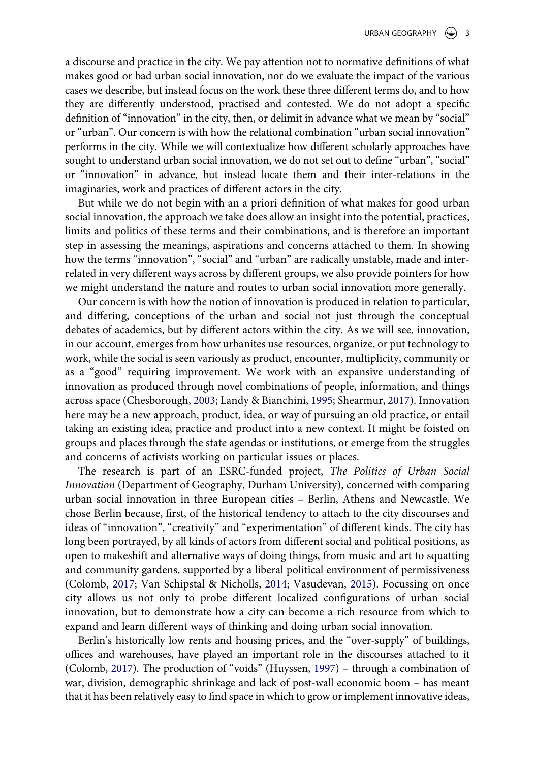a discourse and practice in the city. We pay attention not to normative definitions of what makes good or bad urban social innovation, nor do we evaluate the impact of the various cases we describe, but instead focus on the work these three different terms do, and to how they are differently understood, practised and contested. We do not adopt a specific definition of "innovation" in the city, then, or delimit in advance what we mean by "social" or "urban". Our concern is with how the relational combination "urban social innovation" performs in the city. While we will contextualize how different scholarly approaches have sought to understand urban social innovation, we do not set out to define "urban", "social" or "innovation" in advance, but instead locate them and their inter-relations in the imaginaries, work and practices of different actors in the city.

But while we do not begin with an a priori definition of what makes for good urban social innovation, the approach we take does allow an insight into the potential, practices, limits and politics of these terms and their combinations, and is therefore an important step in assessing the meanings, aspirations and concerns attached to them. In showing how the terms "innovation", "social" and "urban" are radically unstable, made and inter-related in very different ways across by different groups, we also provide pointers for how we might understand the nature and routes to urban social innovation more generally.

Our concern is with how the notion of innovation is produced in relation to particular, and differing, conceptions of the urban and social not just through the conceptual debates of academics, but by different actors within the city. As we will see, innovation, in our account, emerges from how urbanites use resources, organize, or put technology to work, while the social is seen variously as product, encounter, multiplicity, community or as a "good" requiring improvement. We work with an expansive understanding of innovation as produced through novel combinations of people, information, and things across space (Chesborough, 2003; Landy & Bianchini, 1995; Shearmur, 2017). Innovation here may be a new approach, product, idea, or way of pursuing an old practice, or entail taking an existing idea, practice and product into a new context. It might be foisted on groups and places through the state agendas or institutions, or emerge from the struggles and concerns of activists working on particular issues or places.

The research is part of an ESRC-funded project, *The Politics of Urban Social Innovation* (Department of Geography, Durham University), concerned with comparing urban social innovation in three European cities – Berlin, Athens and Newcastle. We chose Berlin because, first, of the historical tendency to attach to the city discourses and ideas of "innovation", "creativity" and "experimentation" of different kinds. The city has long been portrayed, by all kinds of actors from different social and political positions, as open to makeshift and alternative ways of doing things, from music and art to squatting and community gardens, supported by a liberal political environment of permissiveness (Colomb, 2017; Van Schipstal & Nicholls, 2014; Vasudevan, 2015). Focussing on once city allows us not only to probe different localized configurations of urban social innovation, but to demonstrate how a city can become a rich resource from which to expand and learn different ways of thinking and doing urban social innovation.

Berlin's historically low rents and housing prices, and the "over-supply" of buildings, offices and warehouses, have played an important role in the discourses attached to it (Colomb, 2017). The production of "voids" (Huyssen, 1997) – through a combination of war, division, demographic shrinkage and lack of post-wall economic boom – has meant that it has been relatively easy to find space in which to grow or implement innovative ideas,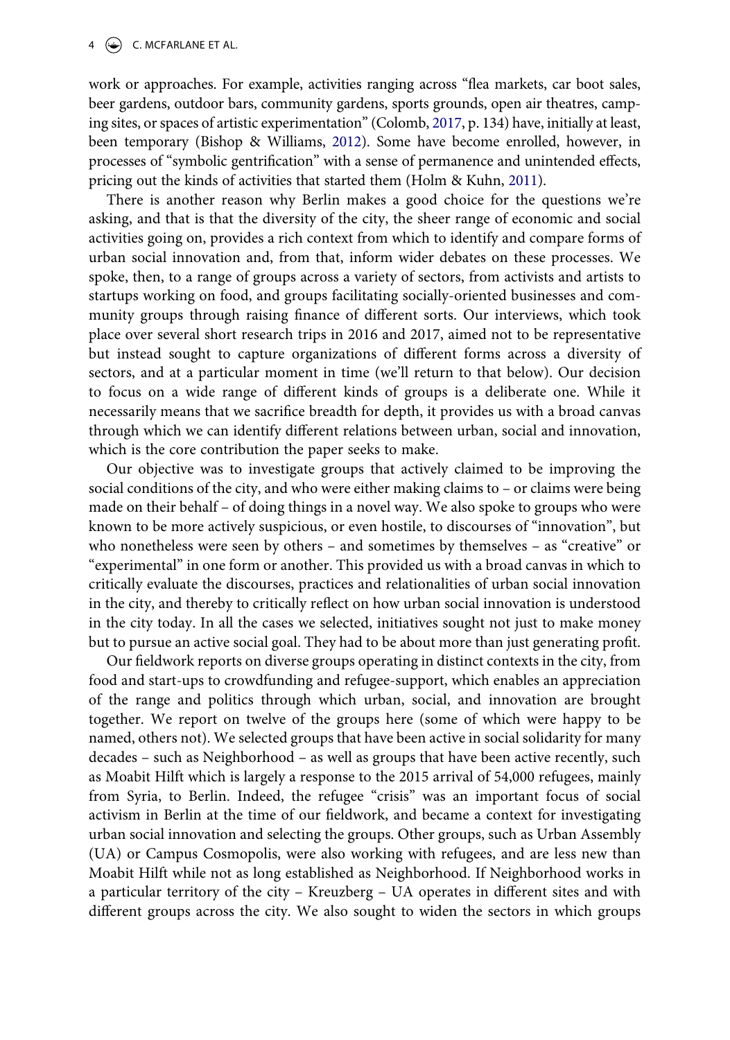work or approaches. For example, activities ranging across "flea markets, car boot sales, beer gardens, outdoor bars, community gardens, sports grounds, open air theatres, camping sites, or spaces of artistic experimentation" (Colomb, 2017, p. 134) have, initially at least, been temporary (Bishop & Williams, 2012). Some have become enrolled, however, in processes of "symbolic gentrification" with a sense of permanence and unintended effects, pricing out the kinds of activities that started them (Holm & Kuhn, 2011).

There is another reason why Berlin makes a good choice for the questions we're asking, and that is that the diversity of the city, the sheer range of economic and social activities going on, provides a rich context from which to identify and compare forms of urban social innovation and, from that, inform wider debates on these processes. We spoke, then, to a range of groups across a variety of sectors, from activists and artists to startups working on food, and groups facilitating socially-oriented businesses and community groups through raising finance of different sorts. Our interviews, which took place over several short research trips in 2016 and 2017, aimed not to be representative but instead sought to capture organizations of different forms across a diversity of sectors, and at a particular moment in time (we'll return to that below). Our decision to focus on a wide range of different kinds of groups is a deliberate one. While it necessarily means that we sacrifice breadth for depth, it provides us with a broad canvas through which we can identify different relations between urban, social and innovation, which is the core contribution the paper seeks to make.

Our objective was to investigate groups that actively claimed to be improving the social conditions of the city, and who were either making claims to – or claims were being made on their behalf – of doing things in a novel way. We also spoke to groups who were known to be more actively suspicious, or even hostile, to discourses of "innovation", but who nonetheless were seen by others – and sometimes by themselves – as "creative" or "experimental" in one form or another. This provided us with a broad canvas in which to critically evaluate the discourses, practices and relationalities of urban social innovation in the city, and thereby to critically reflect on how urban social innovation is understood in the city today. In all the cases we selected, initiatives sought not just to make money but to pursue an active social goal. They had to be about more than just generating profit.

Our fieldwork reports on diverse groups operating in distinct contexts in the city, from food and start-ups to crowdfunding and refugee-support, which enables an appreciation of the range and politics through which urban, social, and innovation are brought together. We report on twelve of the groups here (some of which were happy to be named, others not). We selected groups that have been active in social solidarity for many decades – such as Neighborhood – as well as groups that have been active recently, such as Moabit Hilft which is largely a response to the 2015 arrival of 54,000 refugees, mainly from Syria, to Berlin. Indeed, the refugee "crisis" was an important focus of social activism in Berlin at the time of our fieldwork, and became a context for investigating urban social innovation and selecting the groups. Other groups, such as Urban Assembly (UA) or Campus Cosmopolis, were also working with refugees, and are less new than Moabit Hilft while not as long established as Neighborhood. If Neighborhood works in a particular territory of the city – Kreuzberg – UA operates in different sites and with different groups across the city. We also sought to widen the sectors in which groups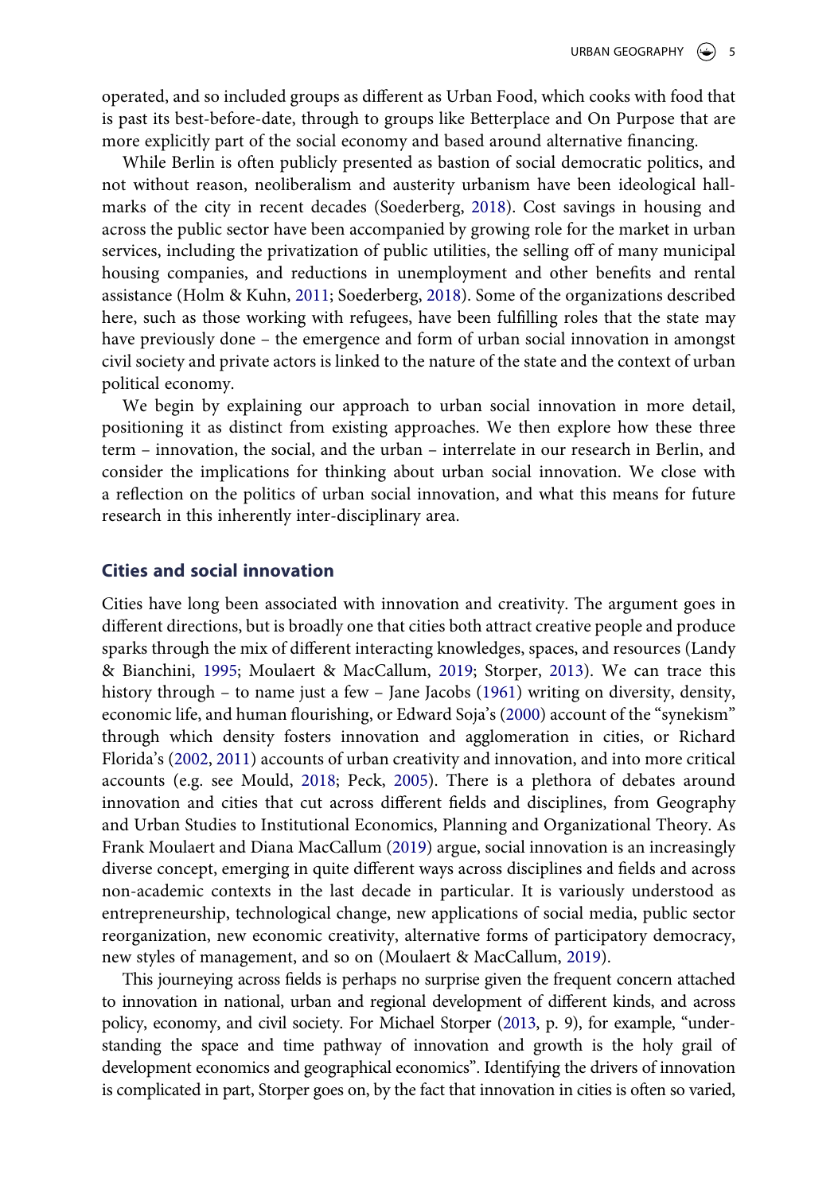operated, and so included groups as different as Urban Food, which cooks with food that is past its best-before-date, through to groups like Betterplace and On Purpose that are more explicitly part of the social economy and based around alternative financing.

While Berlin is often publicly presented as bastion of social democratic politics, and not without reason, neoliberalism and austerity urbanism have been ideological hallmarks of the city in recent decades (Soederberg, 2018). Cost savings in housing and across the public sector have been accompanied by growing role for the market in urban services, including the privatization of public utilities, the selling off of many municipal housing companies, and reductions in unemployment and other benefits and rental assistance (Holm & Kuhn, 2011; Soederberg, 2018). Some of the organizations described here, such as those working with refugees, have been fulfilling roles that the state may have previously done – the emergence and form of urban social innovation in amongst civil society and private actors is linked to the nature of the state and the context of urban political economy.

We begin by explaining our approach to urban social innovation in more detail, positioning it as distinct from existing approaches. We then explore how these three term – innovation, the social, and the urban – interrelate in our research in Berlin, and consider the implications for thinking about urban social innovation. We close with a reflection on the politics of urban social innovation, and what this means for future research in this inherently inter-disciplinary area.

## Cities and social innovation

Cities have long been associated with innovation and creativity. The argument goes in different directions, but is broadly one that cities both attract creative people and produce sparks through the mix of different interacting knowledges, spaces, and resources (Landy & Bianchini, 1995; Moulaert & MacCallum, 2019; Storper, 2013). We can trace this history through – to name just a few – Jane Jacobs (1961) writing on diversity, density, economic life, and human flourishing, or Edward Soja's (2000) account of the "synekism" through which density fosters innovation and agglomeration in cities, or Richard Florida's (2002, 2011) accounts of urban creativity and innovation, and into more critical accounts (e.g. see Mould, 2018; Peck, 2005). There is a plethora of debates around innovation and cities that cut across different fields and disciplines, from Geography and Urban Studies to Institutional Economics, Planning and Organizational Theory. As Frank Moulaert and Diana MacCallum (2019) argue, social innovation is an increasingly diverse concept, emerging in quite different ways across disciplines and fields and across non-academic contexts in the last decade in particular. It is variously understood as entrepreneurship, technological change, new applications of social media, public sector reorganization, new economic creativity, alternative forms of participatory democracy, new styles of management, and so on (Moulaert & MacCallum, 2019).

This journeying across fields is perhaps no surprise given the frequent concern attached to innovation in national, urban and regional development of different kinds, and across policy, economy, and civil society. For Michael Storper (2013, p. 9), for example, "understanding the space and time pathway of innovation and growth is the holy grail of development economics and geographical economics". Identifying the drivers of innovation is complicated in part, Storper goes on, by the fact that innovation in cities is often so varied,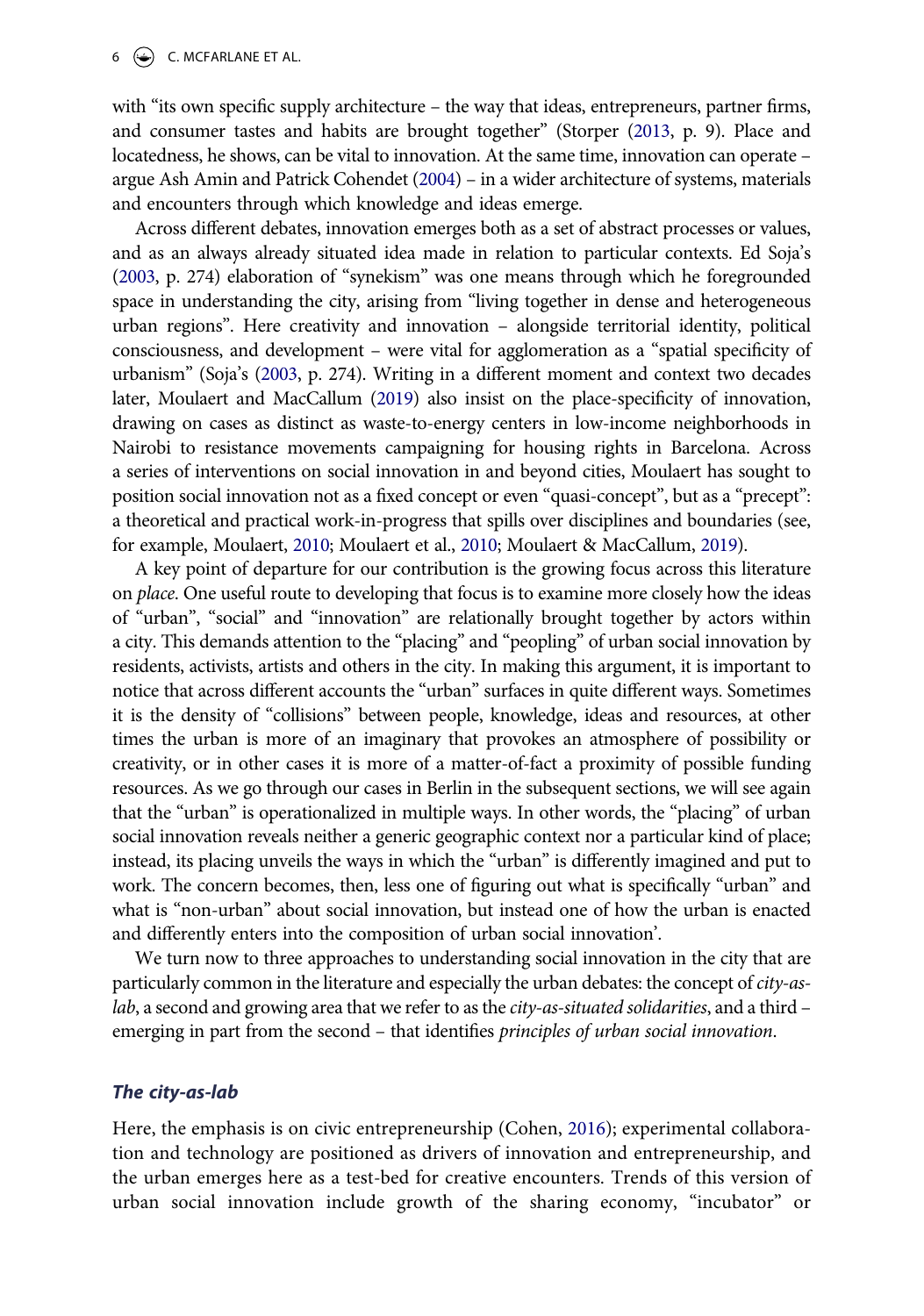with "its own specific supply architecture – the way that ideas, entrepreneurs, partner firms, and consumer tastes and habits are brought together" (Storper (2013, p. 9). Place and locatedness, he shows, can be vital to innovation. At the same time, innovation can operate – argue Ash Amin and Patrick Cohendet (2004) – in a wider architecture of systems, materials and encounters through which knowledge and ideas emerge.

Across different debates, innovation emerges both as a set of abstract processes or values, and as an always already situated idea made in relation to particular contexts. Ed Soja's (2003, p. 274) elaboration of "synekism" was one means through which he foregrounded space in understanding the city, arising from "living together in dense and heterogeneous urban regions". Here creativity and innovation – alongside territorial identity, political consciousness, and development – were vital for agglomeration as a "spatial specificity of urbanism" (Soja's (2003, p. 274). Writing in a different moment and context two decades later, Moulaert and MacCallum (2019) also insist on the place-specificity of innovation, drawing on cases as distinct as waste-to-energy centers in low-income neighborhoods in Nairobi to resistance movements campaigning for housing rights in Barcelona. Across a series of interventions on social innovation in and beyond cities, Moulaert has sought to position social innovation not as a fixed concept or even "quasi-concept", but as a "precept": a theoretical and practical work-in-progress that spills over disciplines and boundaries (see, for example, Moulaert, 2010; Moulaert et al., 2010; Moulaert & MacCallum, 2019).

A key point of departure for our contribution is the growing focus across this literature on *place*. One useful route to developing that focus is to examine more closely how the ideas of "urban", "social" and "innovation" are relationally brought together by actors within a city. This demands attention to the "placing" and "peopling" of urban social innovation by residents, activists, artists and others in the city. In making this argument, it is important to notice that across different accounts the "urban" surfaces in quite different ways. Sometimes it is the density of "collisions" between people, knowledge, ideas and resources, at other times the urban is more of an imaginary that provokes an atmosphere of possibility or creativity, or in other cases it is more of a matter-of-fact a proximity of possible funding resources. As we go through our cases in Berlin in the subsequent sections, we will see again that the "urban" is operationalized in multiple ways. In other words, the "placing" of urban social innovation reveals neither a generic geographic context nor a particular kind of place; instead, its placing unveils the ways in which the "urban" is differently imagined and put to work. The concern becomes, then, less one of figuring out what is specifically "urban" and what is "non-urban" about social innovation, but instead one of how the urban is enacted and differently enters into the composition of urban social innovation'.

We turn now to three approaches to understanding social innovation in the city that are particularly common in the literature and especially the urban debates: the concept of *city-as-lab*, a second and growing area that we refer to as the *city-as-situated solidarities*, and a third – emerging in part from the second – that identifies *principles of urban social innovation*.

### *The city-as-lab*

Here, the emphasis is on civic entrepreneurship (Cohen, 2016); experimental collaboration and technology are positioned as drivers of innovation and entrepreneurship, and the urban emerges here as a test-bed for creative encounters. Trends of this version of urban social innovation include growth of the sharing economy, "incubator" or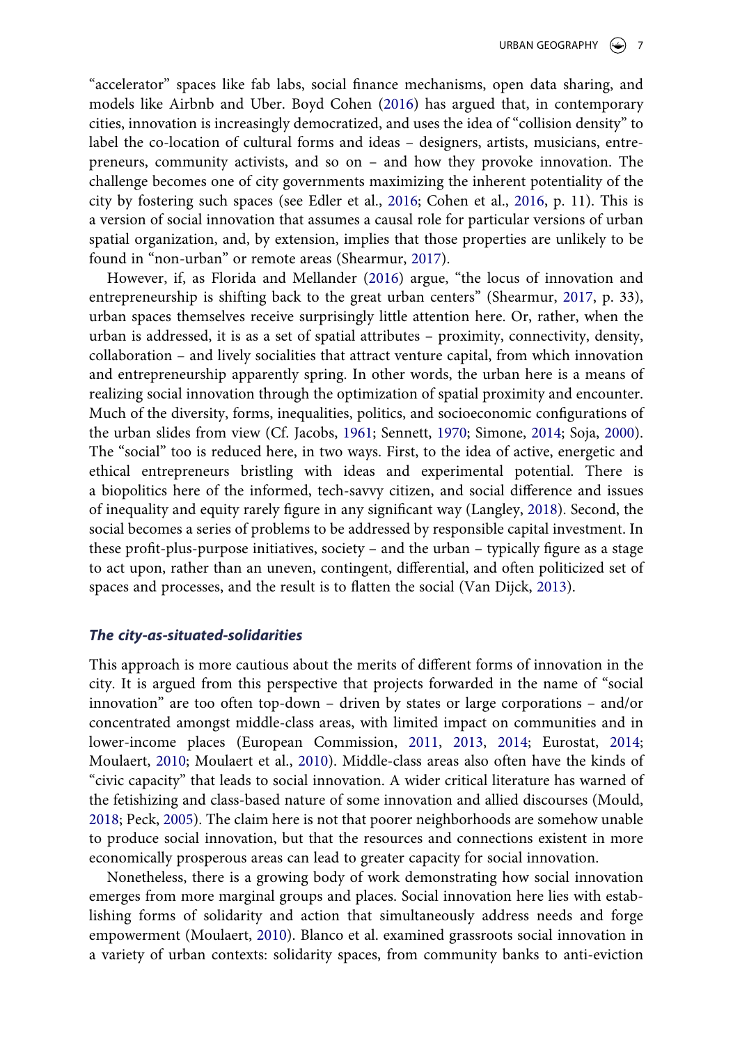"accelerator" spaces like fab labs, social finance mechanisms, open data sharing, and models like Airbnb and Uber. Boyd Cohen (2016) has argued that, in contemporary cities, innovation is increasingly democratized, and uses the idea of "collision density" to label the co-location of cultural forms and ideas – designers, artists, musicians, entrepreneurs, community activists, and so on – and how they provoke innovation. The challenge becomes one of city governments maximizing the inherent potentiality of the city by fostering such spaces (see Edler et al., 2016; Cohen et al., 2016, p. 11). This is a version of social innovation that assumes a causal role for particular versions of urban spatial organization, and, by extension, implies that those properties are unlikely to be found in "non-urban" or remote areas (Shearmur, 2017).

However, if, as Florida and Mellander (2016) argue, "the locus of innovation and entrepreneurship is shifting back to the great urban centers" (Shearmur, 2017, p. 33), urban spaces themselves receive surprisingly little attention here. Or, rather, when the urban is addressed, it is as a set of spatial attributes – proximity, connectivity, density, collaboration – and lively socialities that attract venture capital, from which innovation and entrepreneurship apparently spring. In other words, the urban here is a means of realizing social innovation through the optimization of spatial proximity and encounter. Much of the diversity, forms, inequalities, politics, and socioeconomic configurations of the urban slides from view (Cf. Jacobs, 1961; Sennett, 1970; Simone, 2014; Soja, 2000). The "social" too is reduced here, in two ways. First, to the idea of active, energetic and ethical entrepreneurs bristling with ideas and experimental potential. There is a biopolitics here of the informed, tech-savvy citizen, and social difference and issues of inequality and equity rarely figure in any significant way (Langley, 2018). Second, the social becomes a series of problems to be addressed by responsible capital investment. In these profit-plus-purpose initiatives, society – and the urban – typically figure as a stage to act upon, rather than an uneven, contingent, differential, and often politicized set of spaces and processes, and the result is to flatten the social (Van Dijck, 2013).

### *The city-as-situated-solidarities*

This approach is more cautious about the merits of different forms of innovation in the city. It is argued from this perspective that projects forwarded in the name of "social innovation" are too often top-down – driven by states or large corporations – and/or concentrated amongst middle-class areas, with limited impact on communities and in lower-income places (European Commission, 2011, 2013, 2014; Eurostat, 2014; Moulaert, 2010; Moulaert et al., 2010). Middle-class areas also often have the kinds of "civic capacity" that leads to social innovation. A wider critical literature has warned of the fetishizing and class-based nature of some innovation and allied discourses (Mould, 2018; Peck, 2005). The claim here is not that poorer neighborhoods are somehow unable to produce social innovation, but that the resources and connections existent in more economically prosperous areas can lead to greater capacity for social innovation.

Nonetheless, there is a growing body of work demonstrating how social innovation emerges from more marginal groups and places. Social innovation here lies with establishing forms of solidarity and action that simultaneously address needs and forge empowerment (Moulaert, 2010). Blanco et al. examined grassroots social innovation in a variety of urban contexts: solidarity spaces, from community banks to anti-eviction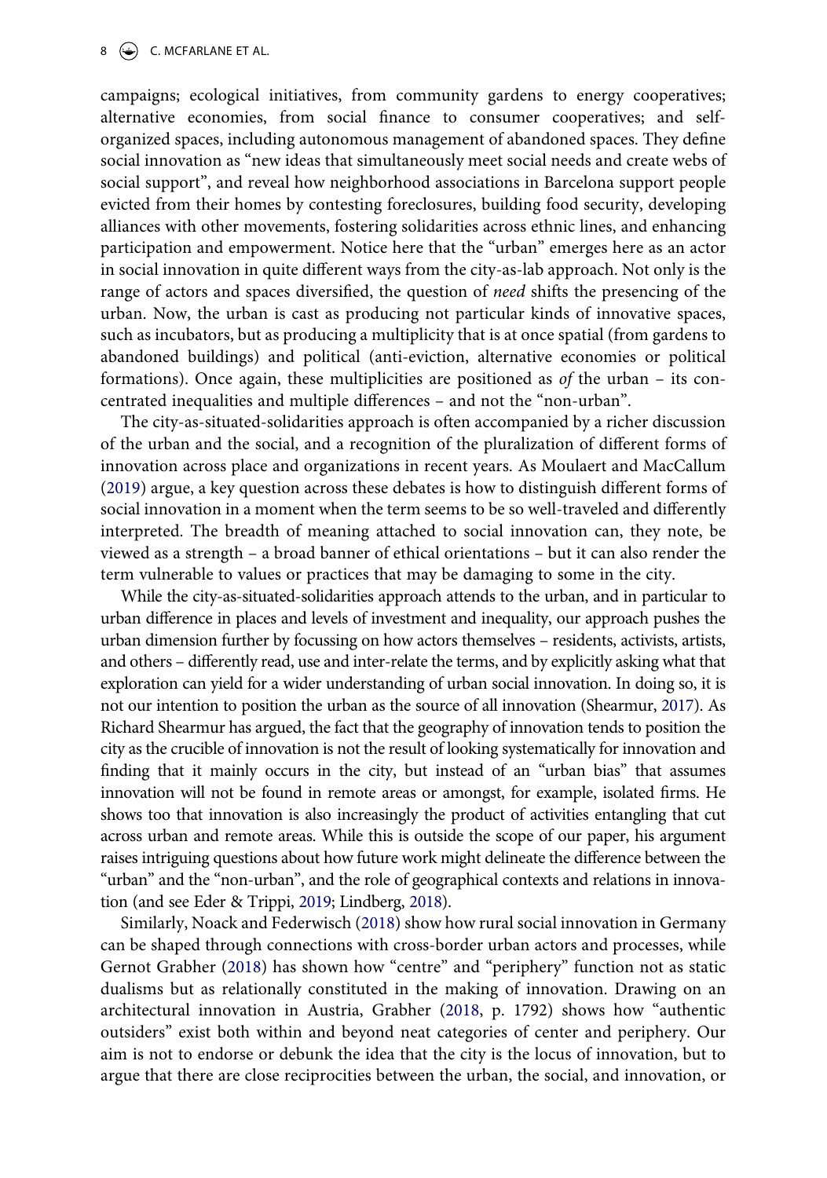campaigns; ecological initiatives, from community gardens to energy cooperatives; alternative economies, from social finance to consumer cooperatives; and self-organized spaces, including autonomous management of abandoned spaces. They define social innovation as "new ideas that simultaneously meet social needs and create webs of social support", and reveal how neighborhood associations in Barcelona support people evicted from their homes by contesting foreclosures, building food security, developing alliances with other movements, fostering solidarities across ethnic lines, and enhancing participation and empowerment. Notice here that the "urban" emerges here as an actor in social innovation in quite different ways from the city-as-lab approach. Not only is the range of actors and spaces diversified, the question of *need* shifts the presencing of the urban. Now, the urban is cast as producing not particular kinds of innovative spaces, such as incubators, but as producing a multiplicity that is at once spatial (from gardens to abandoned buildings) and political (anti-eviction, alternative economies or political formations). Once again, these multiplicities are positioned as *of* the urban – its concentrated inequalities and multiple differences – and not the "non-urban".

The city-as-situated-solidarities approach is often accompanied by a richer discussion of the urban and the social, and a recognition of the pluralization of different forms of innovation across place and organizations in recent years. As Moulaert and MacCallum (2019) argue, a key question across these debates is how to distinguish different forms of social innovation in a moment when the term seems to be so well-traveled and differently interpreted. The breadth of meaning attached to social innovation can, they note, be viewed as a strength – a broad banner of ethical orientations – but it can also render the term vulnerable to values or practices that may be damaging to some in the city.

While the city-as-situated-solidarities approach attends to the urban, and in particular to urban difference in places and levels of investment and inequality, our approach pushes the urban dimension further by focussing on how actors themselves – residents, activists, artists, and others – differently read, use and inter-relate the terms, and by explicitly asking what that exploration can yield for a wider understanding of urban social innovation. In doing so, it is not our intention to position the urban as the source of all innovation (Shearmur, 2017). As Richard Shearmur has argued, the fact that the geography of innovation tends to position the city as the crucible of innovation is not the result of looking systematically for innovation and finding that it mainly occurs in the city, but instead of an "urban bias" that assumes innovation will not be found in remote areas or amongst, for example, isolated firms. He shows too that innovation is also increasingly the product of activities entangling that cut across urban and remote areas. While this is outside the scope of our paper, his argument raises intriguing questions about how future work might delineate the difference between the "urban" and the "non-urban", and the role of geographical contexts and relations in innovation (and see Eder & Trippi, 2019; Lindberg, 2018).

Similarly, Noack and Federwisch (2018) show how rural social innovation in Germany can be shaped through connections with cross-border urban actors and processes, while Gernot Grabher (2018) has shown how "centre" and "periphery" function not as static dualisms but as relationally constituted in the making of innovation. Drawing on an architectural innovation in Austria, Grabher (2018, p. 1792) shows how "authentic outsiders" exist both within and beyond neat categories of center and periphery. Our aim is not to endorse or debunk the idea that the city is the locus of innovation, but to argue that there are close reciprocities between the urban, the social, and innovation, or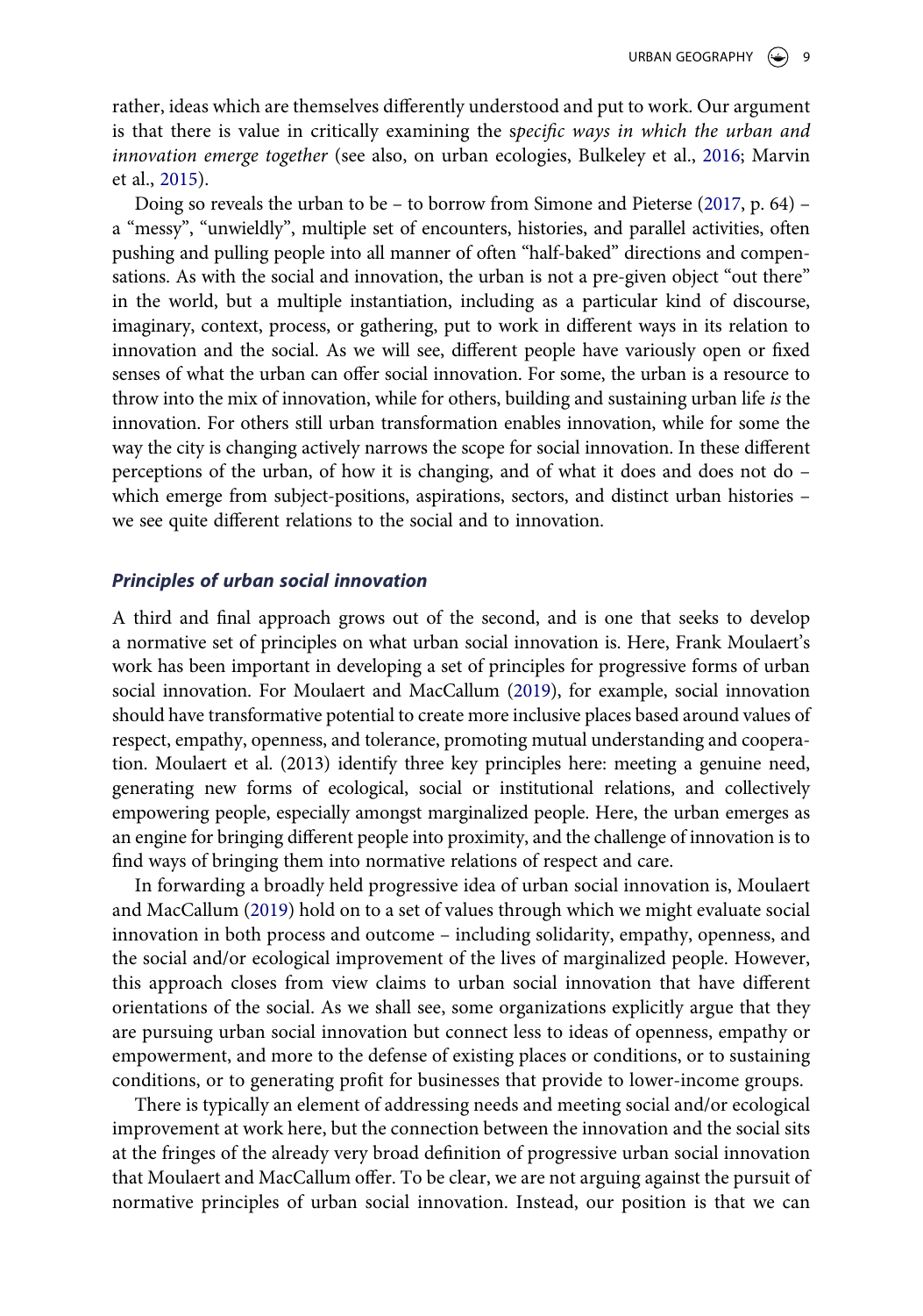rather, ideas which are themselves differently understood and put to work. Our argument is that there is value in critically examining the s*pecific ways in which the urban and innovation emerge together* (see also, on urban ecologies, Bulkeley et al., 2016; Marvin et al., 2015).

Doing so reveals the urban to be – to borrow from Simone and Pieterse (2017, p. 64) – a "messy", "unwieldly", multiple set of encounters, histories, and parallel activities, often pushing and pulling people into all manner of often "half-baked" directions and compensations. As with the social and innovation, the urban is not a pre-given object "out there" in the world, but a multiple instantiation, including as a particular kind of discourse, imaginary, context, process, or gathering, put to work in different ways in its relation to innovation and the social. As we will see, different people have variously open or fixed senses of what the urban can offer social innovation. For some, the urban is a resource to throw into the mix of innovation, while for others, building and sustaining urban life *is* the innovation. For others still urban transformation enables innovation, while for some the way the city is changing actively narrows the scope for social innovation. In these different perceptions of the urban, of how it is changing, and of what it does and does not do – which emerge from subject-positions, aspirations, sectors, and distinct urban histories – we see quite different relations to the social and to innovation.

### *Principles of urban social innovation*

A third and final approach grows out of the second, and is one that seeks to develop a normative set of principles on what urban social innovation is. Here, Frank Moulaert's work has been important in developing a set of principles for progressive forms of urban social innovation. For Moulaert and MacCallum (2019), for example, social innovation should have transformative potential to create more inclusive places based around values of respect, empathy, openness, and tolerance, promoting mutual understanding and cooperation. Moulaert et al. (2013) identify three key principles here: meeting a genuine need, generating new forms of ecological, social or institutional relations, and collectively empowering people, especially amongst marginalized people. Here, the urban emerges as an engine for bringing different people into proximity, and the challenge of innovation is to find ways of bringing them into normative relations of respect and care.

In forwarding a broadly held progressive idea of urban social innovation is, Moulaert and MacCallum (2019) hold on to a set of values through which we might evaluate social innovation in both process and outcome – including solidarity, empathy, openness, and the social and/or ecological improvement of the lives of marginalized people. However, this approach closes from view claims to urban social innovation that have different orientations of the social. As we shall see, some organizations explicitly argue that they are pursuing urban social innovation but connect less to ideas of openness, empathy or empowerment, and more to the defense of existing places or conditions, or to sustaining conditions, or to generating profit for businesses that provide to lower-income groups.

There is typically an element of addressing needs and meeting social and/or ecological improvement at work here, but the connection between the innovation and the social sits at the fringes of the already very broad definition of progressive urban social innovation that Moulaert and MacCallum offer. To be clear, we are not arguing against the pursuit of normative principles of urban social innovation. Instead, our position is that we can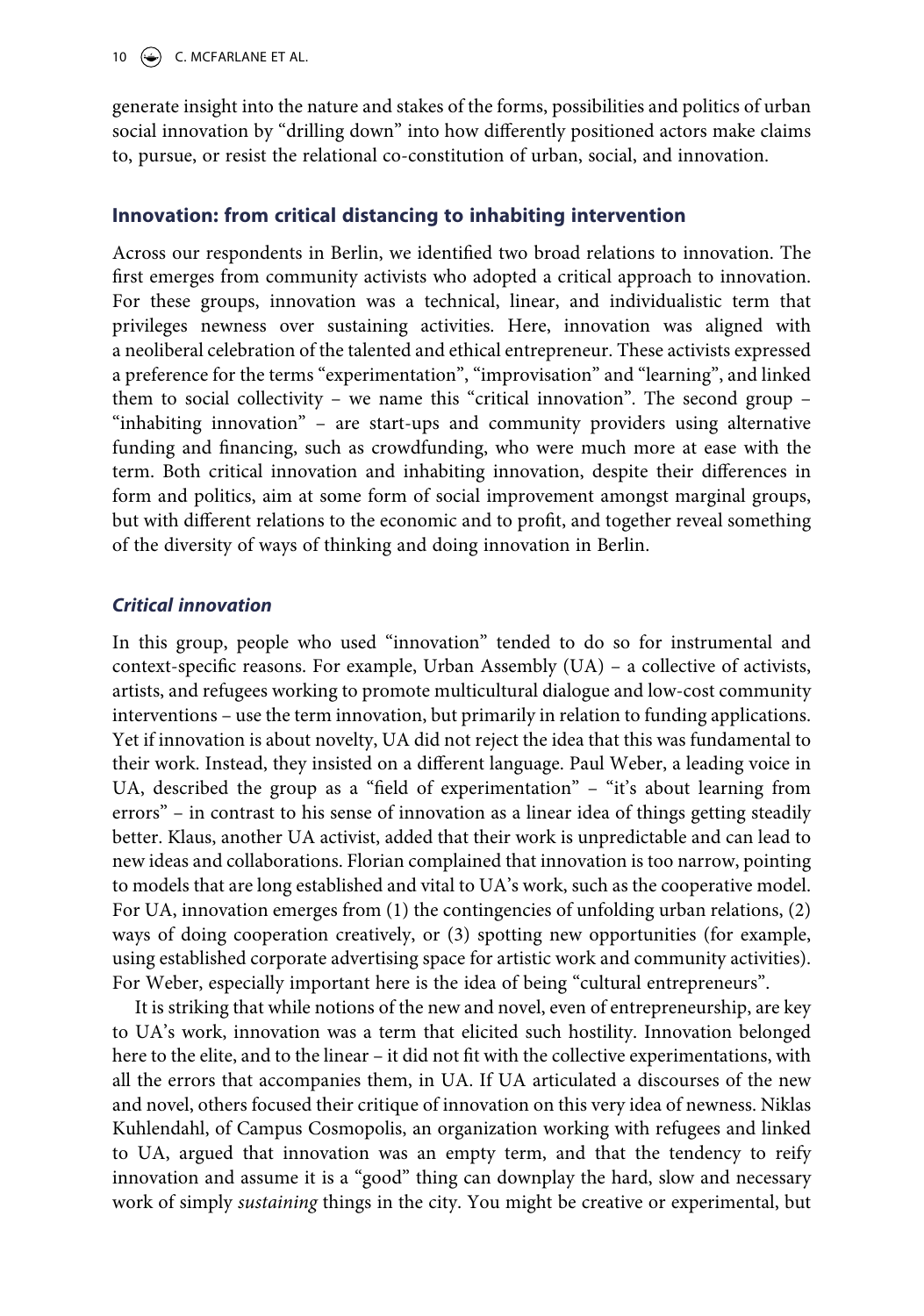generate insight into the nature and stakes of the forms, possibilities and politics of urban social innovation by "drilling down" into how differently positioned actors make claims to, pursue, or resist the relational co-constitution of urban, social, and innovation.

## Innovation: from critical distancing to inhabiting intervention

Across our respondents in Berlin, we identified two broad relations to innovation. The first emerges from community activists who adopted a critical approach to innovation. For these groups, innovation was a technical, linear, and individualistic term that privileges newness over sustaining activities. Here, innovation was aligned with a neoliberal celebration of the talented and ethical entrepreneur. These activists expressed a preference for the terms "experimentation", "improvisation" and "learning", and linked them to social collectivity – we name this "critical innovation". The second group – "inhabiting innovation" – are start-ups and community providers using alternative funding and financing, such as crowdfunding, who were much more at ease with the term. Both critical innovation and inhabiting innovation, despite their differences in form and politics, aim at some form of social improvement amongst marginal groups, but with different relations to the economic and to profit, and together reveal something of the diversity of ways of thinking and doing innovation in Berlin.

### *Critical innovation*

In this group, people who used "innovation" tended to do so for instrumental and context-specific reasons. For example, Urban Assembly (UA) – a collective of activists, artists, and refugees working to promote multicultural dialogue and low-cost community interventions – use the term innovation, but primarily in relation to funding applications. Yet if innovation is about novelty, UA did not reject the idea that this was fundamental to their work. Instead, they insisted on a different language. Paul Weber, a leading voice in UA, described the group as a "field of experimentation" – "it's about learning from errors" – in contrast to his sense of innovation as a linear idea of things getting steadily better. Klaus, another UA activist, added that their work is unpredictable and can lead to new ideas and collaborations. Florian complained that innovation is too narrow, pointing to models that are long established and vital to UA's work, such as the cooperative model. For UA, innovation emerges from (1) the contingencies of unfolding urban relations, (2) ways of doing cooperation creatively, or (3) spotting new opportunities (for example, using established corporate advertising space for artistic work and community activities). For Weber, especially important here is the idea of being "cultural entrepreneurs".

It is striking that while notions of the new and novel, even of entrepreneurship, are key to UA's work, innovation was a term that elicited such hostility. Innovation belonged here to the elite, and to the linear – it did not fit with the collective experimentations, with all the errors that accompanies them, in UA. If UA articulated a discourses of the new and novel, others focused their critique of innovation on this very idea of newness. Niklas Kuhlendahl, of Campus Cosmopolis, an organization working with refugees and linked to UA, argued that innovation was an empty term, and that the tendency to reify innovation and assume it is a "good" thing can downplay the hard, slow and necessary work of simply *sustaining* things in the city. You might be creative or experimental, but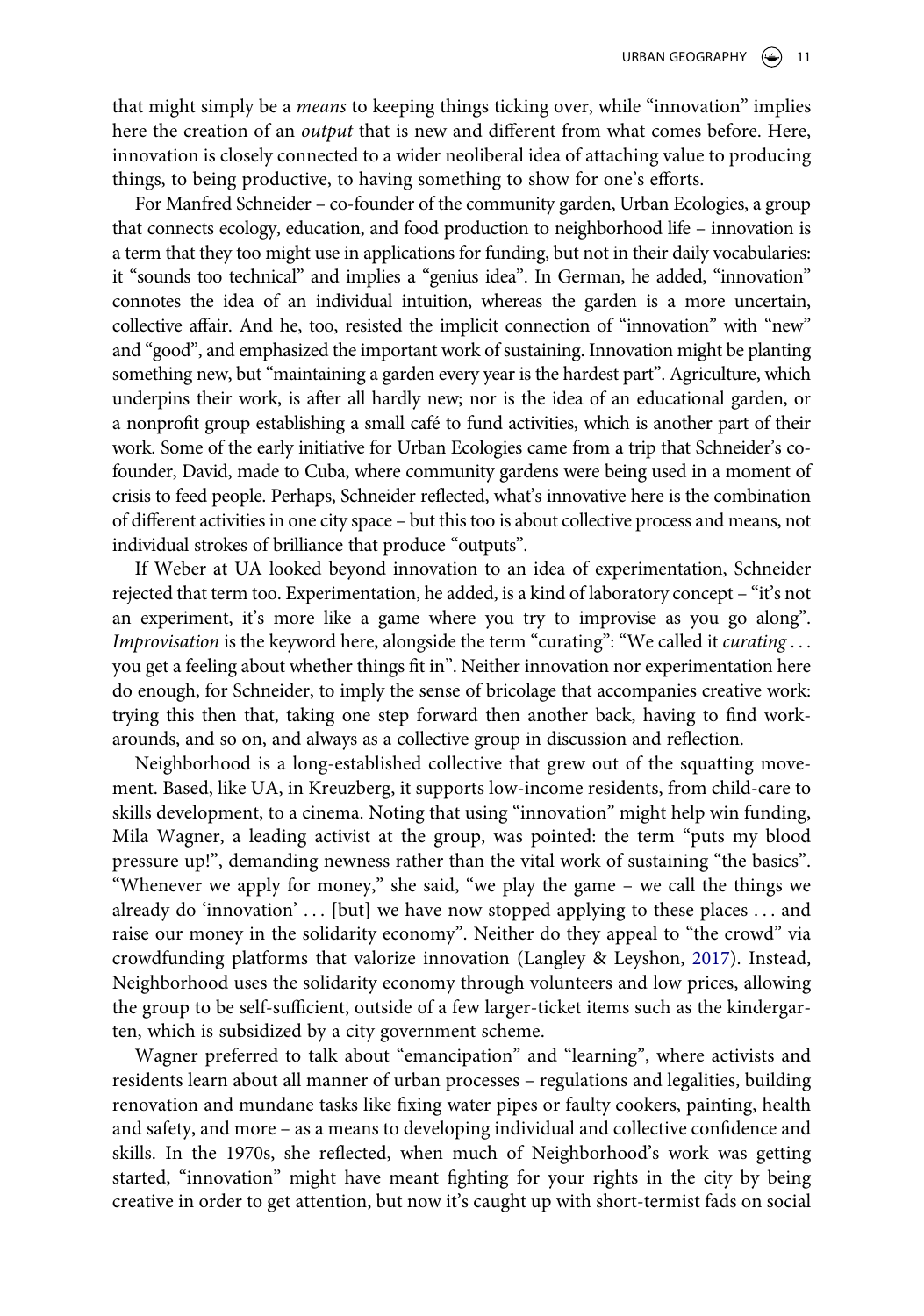that might simply be a *means* to keeping things ticking over, while "innovation" implies here the creation of an *output* that is new and different from what comes before. Here, innovation is closely connected to a wider neoliberal idea of attaching value to producing things, to being productive, to having something to show for one's efforts.

For Manfred Schneider – co-founder of the community garden, Urban Ecologies, a group that connects ecology, education, and food production to neighborhood life – innovation is a term that they too might use in applications for funding, but not in their daily vocabularies: it "sounds too technical" and implies a "genius idea". In German, he added, "innovation" connotes the idea of an individual intuition, whereas the garden is a more uncertain, collective affair. And he, too, resisted the implicit connection of "innovation" with "new" and "good", and emphasized the important work of sustaining. Innovation might be planting something new, but "maintaining a garden every year is the hardest part". Agriculture, which underpins their work, is after all hardly new; nor is the idea of an educational garden, or a nonprofit group establishing a small café to fund activities, which is another part of their work. Some of the early initiative for Urban Ecologies came from a trip that Schneider's co-founder, David, made to Cuba, where community gardens were being used in a moment of crisis to feed people. Perhaps, Schneider reflected, what's innovative here is the combination of different activities in one city space – but this too is about collective process and means, not individual strokes of brilliance that produce "outputs".

If Weber at UA looked beyond innovation to an idea of experimentation, Schneider rejected that term too. Experimentation, he added, is a kind of laboratory concept – "it's not an experiment, it's more like a game where you try to improvise as you go along". *Improvisation* is the keyword here, alongside the term "curating": "We called it *curating* . . . you get a feeling about whether things fit in". Neither innovation nor experimentation here do enough, for Schneider, to imply the sense of bricolage that accompanies creative work: trying this then that, taking one step forward then another back, having to find work-arounds, and so on, and always as a collective group in discussion and reflection.

Neighborhood is a long-established collective that grew out of the squatting movement. Based, like UA, in Kreuzberg, it supports low-income residents, from child-care to skills development, to a cinema. Noting that using "innovation" might help win funding, Mila Wagner, a leading activist at the group, was pointed: the term "puts my blood pressure up!", demanding newness rather than the vital work of sustaining "the basics". "Whenever we apply for money," she said, "we play the game – we call the things we already do 'innovation' . . . [but] we have now stopped applying to these places . . . and raise our money in the solidarity economy". Neither do they appeal to "the crowd" via crowdfunding platforms that valorize innovation (Langley & Leyshon, 2017). Instead, Neighborhood uses the solidarity economy through volunteers and low prices, allowing the group to be self-sufficient, outside of a few larger-ticket items such as the kindergarten, which is subsidized by a city government scheme.

Wagner preferred to talk about "emancipation" and "learning", where activists and residents learn about all manner of urban processes – regulations and legalities, building renovation and mundane tasks like fixing water pipes or faulty cookers, painting, health and safety, and more – as a means to developing individual and collective confidence and skills. In the 1970s, she reflected, when much of Neighborhood's work was getting started, "innovation" might have meant fighting for your rights in the city by being creative in order to get attention, but now it's caught up with short-termist fads on social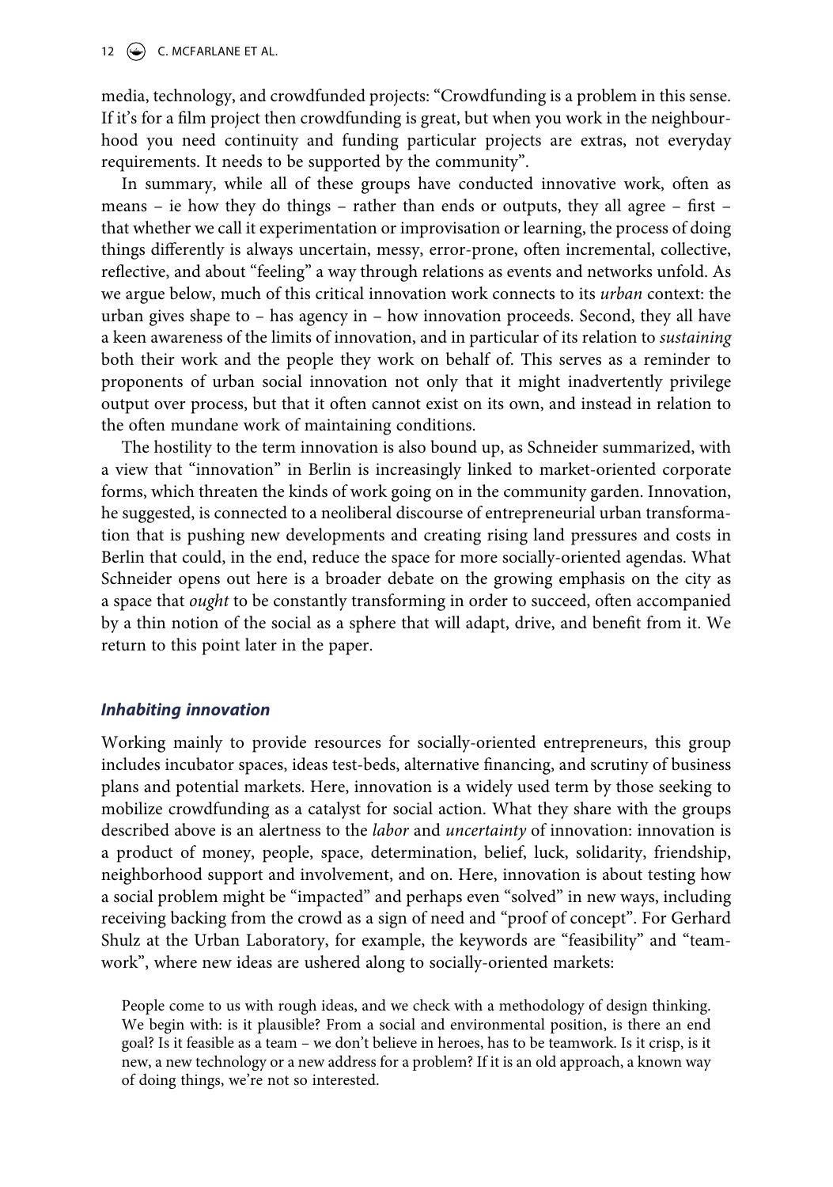media, technology, and crowdfunded projects: "Crowdfunding is a problem in this sense. If it's for a film project then crowdfunding is great, but when you work in the neighbourhood you need continuity and funding particular projects are extras, not everyday requirements. It needs to be supported by the community".

In summary, while all of these groups have conducted innovative work, often as means – ie how they do things – rather than ends or outputs, they all agree – first – that whether we call it experimentation or improvisation or learning, the process of doing things differently is always uncertain, messy, error-prone, often incremental, collective, reflective, and about "feeling" a way through relations as events and networks unfold. As we argue below, much of this critical innovation work connects to its *urban* context: the urban gives shape to – has agency in – how innovation proceeds. Second, they all have a keen awareness of the limits of innovation, and in particular of its relation to *sustaining* both their work and the people they work on behalf of. This serves as a reminder to proponents of urban social innovation not only that it might inadvertently privilege output over process, but that it often cannot exist on its own, and instead in relation to the often mundane work of maintaining conditions.

The hostility to the term innovation is also bound up, as Schneider summarized, with a view that "innovation" in Berlin is increasingly linked to market-oriented corporate forms, which threaten the kinds of work going on in the community garden. Innovation, he suggested, is connected to a neoliberal discourse of entrepreneurial urban transformation that is pushing new developments and creating rising land pressures and costs in Berlin that could, in the end, reduce the space for more socially-oriented agendas. What Schneider opens out here is a broader debate on the growing emphasis on the city as a space that *ought* to be constantly transforming in order to succeed, often accompanied by a thin notion of the social as a sphere that will adapt, drive, and benefit from it. We return to this point later in the paper.

### *Inhabiting innovation*

Working mainly to provide resources for socially-oriented entrepreneurs, this group includes incubator spaces, ideas test-beds, alternative financing, and scrutiny of business plans and potential markets. Here, innovation is a widely used term by those seeking to mobilize crowdfunding as a catalyst for social action. What they share with the groups described above is an alertness to the *labor* and *uncertainty* of innovation: innovation is a product of money, people, space, determination, belief, luck, solidarity, friendship, neighborhood support and involvement, and on. Here, innovation is about testing how a social problem might be "impacted" and perhaps even "solved" in new ways, including receiving backing from the crowd as a sign of need and "proof of concept". For Gerhard Shulz at the Urban Laboratory, for example, the keywords are "feasibility" and "teamwork", where new ideas are ushered along to socially-oriented markets:

> People come to us with rough ideas, and we check with a methodology of design thinking. We begin with: is it plausible? From a social and environmental position, is there an end goal? Is it feasible as a team – we don't believe in heroes, has to be teamwork. Is it crisp, is it new, a new technology or a new address for a problem? If it is an old approach, a known way of doing things, we're not so interested.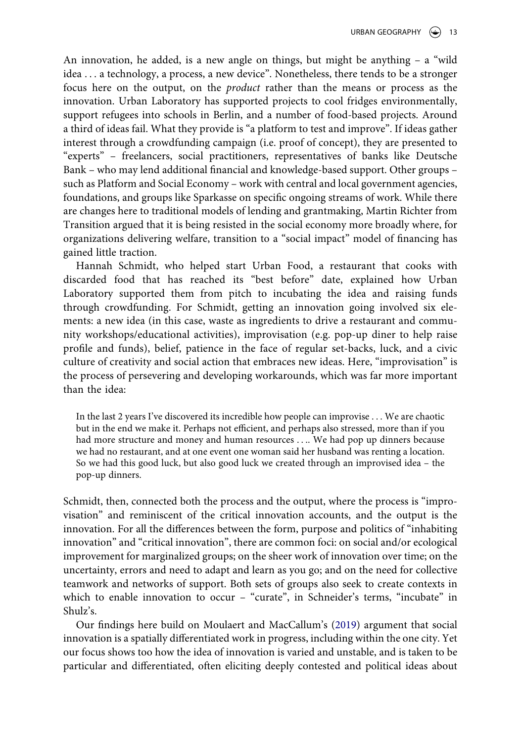An innovation, he added, is a new angle on things, but might be anything – a "wild idea . . . a technology, a process, a new device". Nonetheless, there tends to be a stronger focus here on the output, on the *product* rather than the means or process as the innovation. Urban Laboratory has supported projects to cool fridges environmentally, support refugees into schools in Berlin, and a number of food-based projects. Around a third of ideas fail. What they provide is "a platform to test and improve". If ideas gather interest through a crowdfunding campaign (i.e. proof of concept), they are presented to "experts" – freelancers, social practitioners, representatives of banks like Deutsche Bank – who may lend additional financial and knowledge-based support. Other groups – such as Platform and Social Economy – work with central and local government agencies, foundations, and groups like Sparkasse on specific ongoing streams of work. While there are changes here to traditional models of lending and grantmaking, Martin Richter from Transition argued that it is being resisted in the social economy more broadly where, for organizations delivering welfare, transition to a "social impact" model of financing has gained little traction.

Hannah Schmidt, who helped start Urban Food, a restaurant that cooks with discarded food that has reached its "best before" date, explained how Urban Laboratory supported them from pitch to incubating the idea and raising funds through crowdfunding. For Schmidt, getting an innovation going involved six elements: a new idea (in this case, waste as ingredients to drive a restaurant and community workshops/educational activities), improvisation (e.g. pop-up diner to help raise profile and funds), belief, patience in the face of regular set-backs, luck, and a civic culture of creativity and social action that embraces new ideas. Here, "improvisation" is the process of persevering and developing workarounds, which was far more important than the idea:

> In the last 2 years I've discovered its incredible how people can improvise . . . We are chaotic but in the end we make it. Perhaps not efficient, and perhaps also stressed, more than if you had more structure and money and human resources . . .. We had pop up dinners because we had no restaurant, and at one event one woman said her husband was renting a location. So we had this good luck, but also good luck we created through an improvised idea – the pop-up dinners.

Schmidt, then, connected both the process and the output, where the process is "improvisation" and reminiscent of the critical innovation accounts, and the output is the innovation. For all the differences between the form, purpose and politics of "inhabiting innovation" and "critical innovation", there are common foci: on social and/or ecological improvement for marginalized groups; on the sheer work of innovation over time; on the uncertainty, errors and need to adapt and learn as you go; and on the need for collective teamwork and networks of support. Both sets of groups also seek to create contexts in which to enable innovation to occur – "curate", in Schneider's terms, "incubate" in Shulz's.

Our findings here build on Moulaert and MacCallum's (2019) argument that social innovation is a spatially differentiated work in progress, including within the one city. Yet our focus shows too how the idea of innovation is varied and unstable, and is taken to be particular and differentiated, often eliciting deeply contested and political ideas about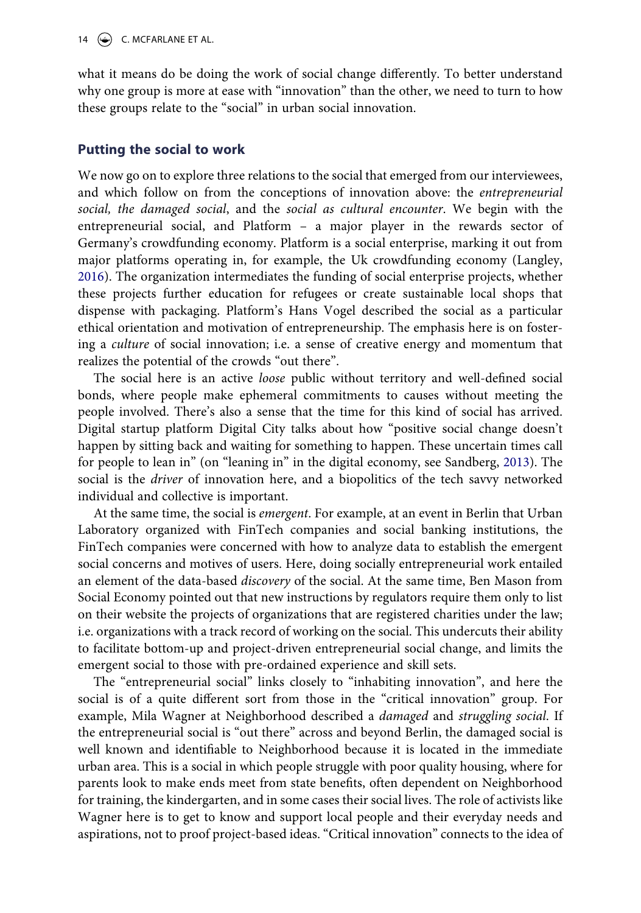what it means do be doing the work of social change differently. To better understand why one group is more at ease with "innovation" than the other, we need to turn to how these groups relate to the "social" in urban social innovation.

## Putting the social to work

We now go on to explore three relations to the social that emerged from our interviewees, and which follow on from the conceptions of innovation above: the *entrepreneurial social, the damaged social*, and the *social as cultural encounter*. We begin with the entrepreneurial social, and Platform – a major player in the rewards sector of Germany's crowdfunding economy. Platform is a social enterprise, marking it out from major platforms operating in, for example, the Uk crowdfunding economy (Langley, 2016). The organization intermediates the funding of social enterprise projects, whether these projects further education for refugees or create sustainable local shops that dispense with packaging. Platform's Hans Vogel described the social as a particular ethical orientation and motivation of entrepreneurship. The emphasis here is on fostering a *culture* of social innovation; i.e. a sense of creative energy and momentum that realizes the potential of the crowds "out there".

The social here is an active *loose* public without territory and well-defined social bonds, where people make ephemeral commitments to causes without meeting the people involved. There's also a sense that the time for this kind of social has arrived. Digital startup platform Digital City talks about how "positive social change doesn't happen by sitting back and waiting for something to happen. These uncertain times call for people to lean in" (on "leaning in" in the digital economy, see Sandberg, 2013). The social is the *driver* of innovation here, and a biopolitics of the tech savvy networked individual and collective is important.

At the same time, the social is *emergent*. For example, at an event in Berlin that Urban Laboratory organized with FinTech companies and social banking institutions, the FinTech companies were concerned with how to analyze data to establish the emergent social concerns and motives of users. Here, doing socially entrepreneurial work entailed an element of the data-based *discovery* of the social. At the same time, Ben Mason from Social Economy pointed out that new instructions by regulators require them only to list on their website the projects of organizations that are registered charities under the law; i.e. organizations with a track record of working on the social. This undercuts their ability to facilitate bottom-up and project-driven entrepreneurial social change, and limits the emergent social to those with pre-ordained experience and skill sets.

The "entrepreneurial social" links closely to "inhabiting innovation", and here the social is of a quite different sort from those in the "critical innovation" group. For example, Mila Wagner at Neighborhood described a *damaged* and *struggling social*. If the entrepreneurial social is "out there" across and beyond Berlin, the damaged social is well known and identifiable to Neighborhood because it is located in the immediate urban area. This is a social in which people struggle with poor quality housing, where for parents look to make ends meet from state benefits, often dependent on Neighborhood for training, the kindergarten, and in some cases their social lives. The role of activists like Wagner here is to get to know and support local people and their everyday needs and aspirations, not to proof project-based ideas. "Critical innovation" connects to the idea of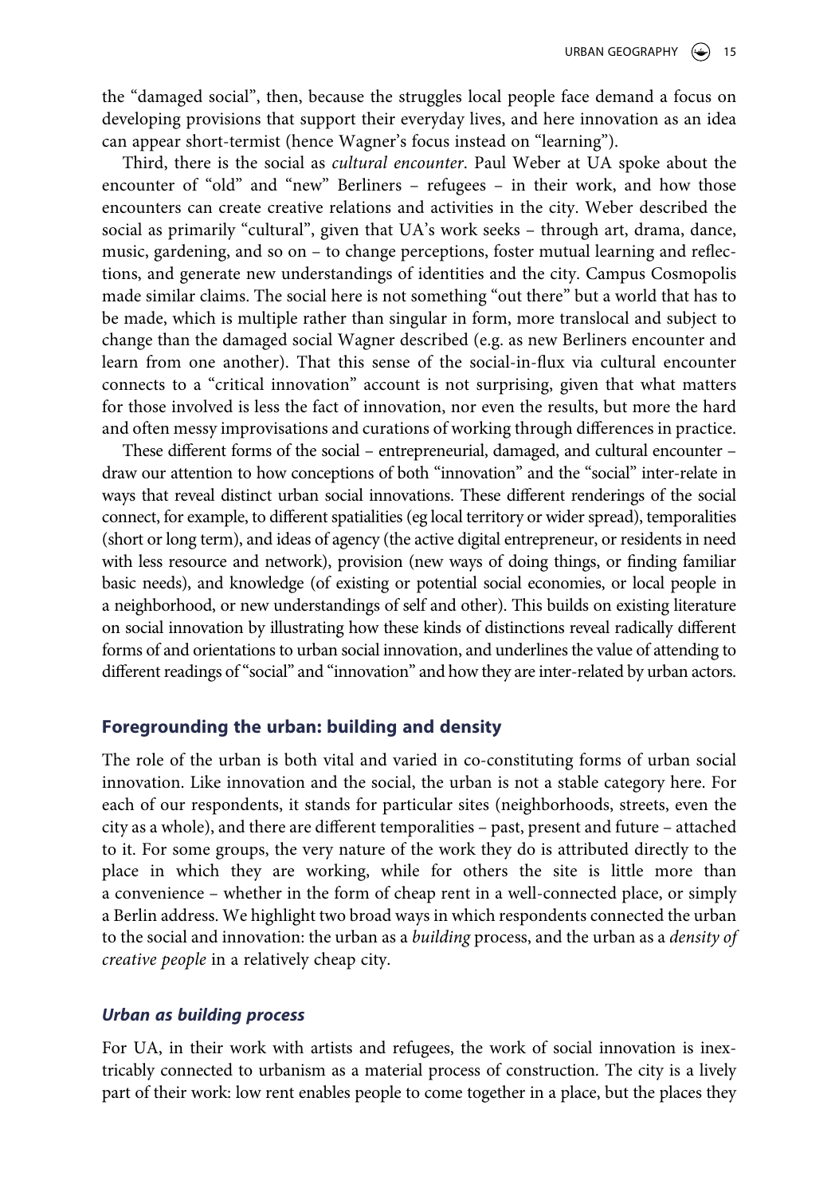the "damaged social", then, because the struggles local people face demand a focus on developing provisions that support their everyday lives, and here innovation as an idea can appear short-termist (hence Wagner's focus instead on "learning").

Third, there is the social as *cultural encounter*. Paul Weber at UA spoke about the encounter of "old" and "new" Berliners – refugees – in their work, and how those encounters can create creative relations and activities in the city. Weber described the social as primarily "cultural", given that UA's work seeks – through art, drama, dance, music, gardening, and so on – to change perceptions, foster mutual learning and reflections, and generate new understandings of identities and the city. Campus Cosmopolis made similar claims. The social here is not something "out there" but a world that has to be made, which is multiple rather than singular in form, more translocal and subject to change than the damaged social Wagner described (e.g. as new Berliners encounter and learn from one another). That this sense of the social-in-flux via cultural encounter connects to a "critical innovation" account is not surprising, given that what matters for those involved is less the fact of innovation, nor even the results, but more the hard and often messy improvisations and curations of working through differences in practice.

These different forms of the social – entrepreneurial, damaged, and cultural encounter – draw our attention to how conceptions of both "innovation" and the "social" inter-relate in ways that reveal distinct urban social innovations. These different renderings of the social connect, for example, to different spatialities (eg local territory or wider spread), temporalities (short or long term), and ideas of agency (the active digital entrepreneur, or residents in need with less resource and network), provision (new ways of doing things, or finding familiar basic needs), and knowledge (of existing or potential social economies, or local people in a neighborhood, or new understandings of self and other). This builds on existing literature on social innovation by illustrating how these kinds of distinctions reveal radically different forms of and orientations to urban social innovation, and underlines the value of attending to different readings of "social" and "innovation" and how they are inter-related by urban actors.

## Foregrounding the urban: building and density

The role of the urban is both vital and varied in co-constituting forms of urban social innovation. Like innovation and the social, the urban is not a stable category here. For each of our respondents, it stands for particular sites (neighborhoods, streets, even the city as a whole), and there are different temporalities – past, present and future – attached to it. For some groups, the very nature of the work they do is attributed directly to the place in which they are working, while for others the site is little more than a convenience – whether in the form of cheap rent in a well-connected place, or simply a Berlin address. We highlight two broad ways in which respondents connected the urban to the social and innovation: the urban as a *building* process, and the urban as a *density of creative people* in a relatively cheap city.

### *Urban as building process*

For UA, in their work with artists and refugees, the work of social innovation is inextricably connected to urbanism as a material process of construction. The city is a lively part of their work: low rent enables people to come together in a place, but the places they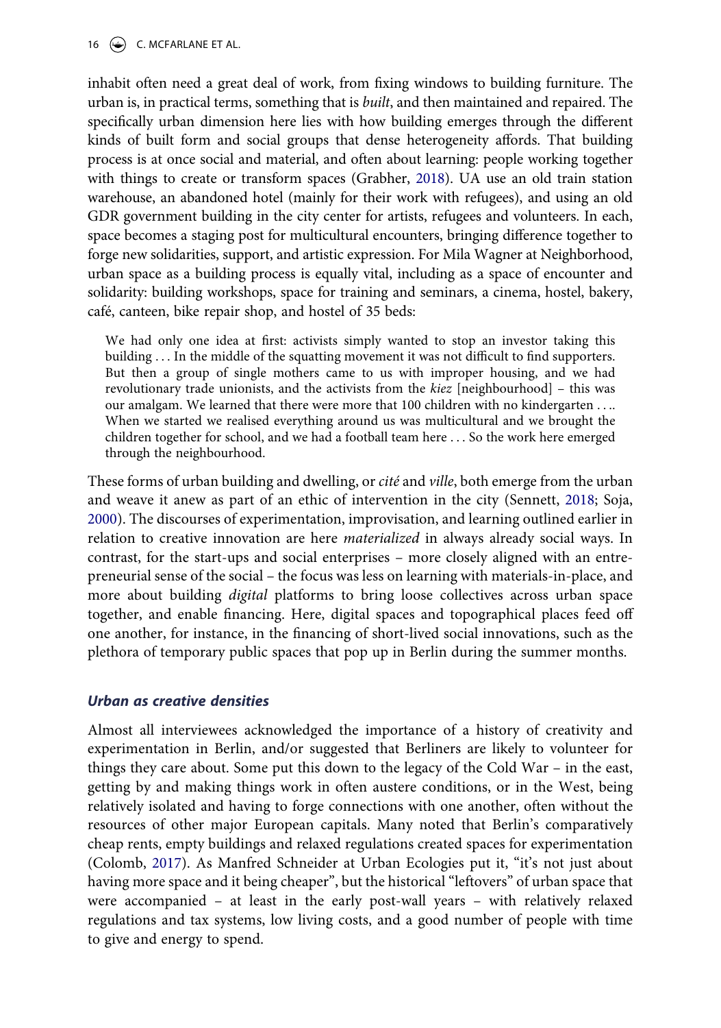inhabit often need a great deal of work, from fixing windows to building furniture. The urban is, in practical terms, something that is *built*, and then maintained and repaired. The specifically urban dimension here lies with how building emerges through the different kinds of built form and social groups that dense heterogeneity affords. That building process is at once social and material, and often about learning: people working together with things to create or transform spaces (Grabher, 2018). UA use an old train station warehouse, an abandoned hotel (mainly for their work with refugees), and using an old GDR government building in the city center for artists, refugees and volunteers. In each, space becomes a staging post for multicultural encounters, bringing difference together to forge new solidarities, support, and artistic expression. For Mila Wagner at Neighborhood, urban space as a building process is equally vital, including as a space of encounter and solidarity: building workshops, space for training and seminars, a cinema, hostel, bakery, café, canteen, bike repair shop, and hostel of 35 beds:

> We had only one idea at first: activists simply wanted to stop an investor taking this building … In the middle of the squatting movement it was not difficult to find supporters. But then a group of single mothers came to us with improper housing, and we had revolutionary trade unionists, and the activists from the *kiez* [neighbourhood] – this was our amalgam. We learned that there were more that 100 children with no kindergarten …. When we started we realised everything around us was multicultural and we brought the children together for school, and we had a football team here … So the work here emerged through the neighbourhood.

These forms of urban building and dwelling, or *cité* and *ville*, both emerge from the urban and weave it anew as part of an ethic of intervention in the city (Sennett, 2018; Soja, 2000). The discourses of experimentation, improvisation, and learning outlined earlier in relation to creative innovation are here *materialized* in always already social ways. In contrast, for the start-ups and social enterprises – more closely aligned with an entrepreneurial sense of the social – the focus was less on learning with materials-in-place, and more about building *digital* platforms to bring loose collectives across urban space together, and enable financing. Here, digital spaces and topographical places feed off one another, for instance, in the financing of short-lived social innovations, such as the plethora of temporary public spaces that pop up in Berlin during the summer months.

### *Urban as creative densities*

Almost all interviewees acknowledged the importance of a history of creativity and experimentation in Berlin, and/or suggested that Berliners are likely to volunteer for things they care about. Some put this down to the legacy of the Cold War – in the east, getting by and making things work in often austere conditions, or in the West, being relatively isolated and having to forge connections with one another, often without the resources of other major European capitals. Many noted that Berlin's comparatively cheap rents, empty buildings and relaxed regulations created spaces for experimentation (Colomb, 2017). As Manfred Schneider at Urban Ecologies put it, "it's not just about having more space and it being cheaper", but the historical "leftovers" of urban space that were accompanied – at least in the early post-wall years – with relatively relaxed regulations and tax systems, low living costs, and a good number of people with time to give and energy to spend.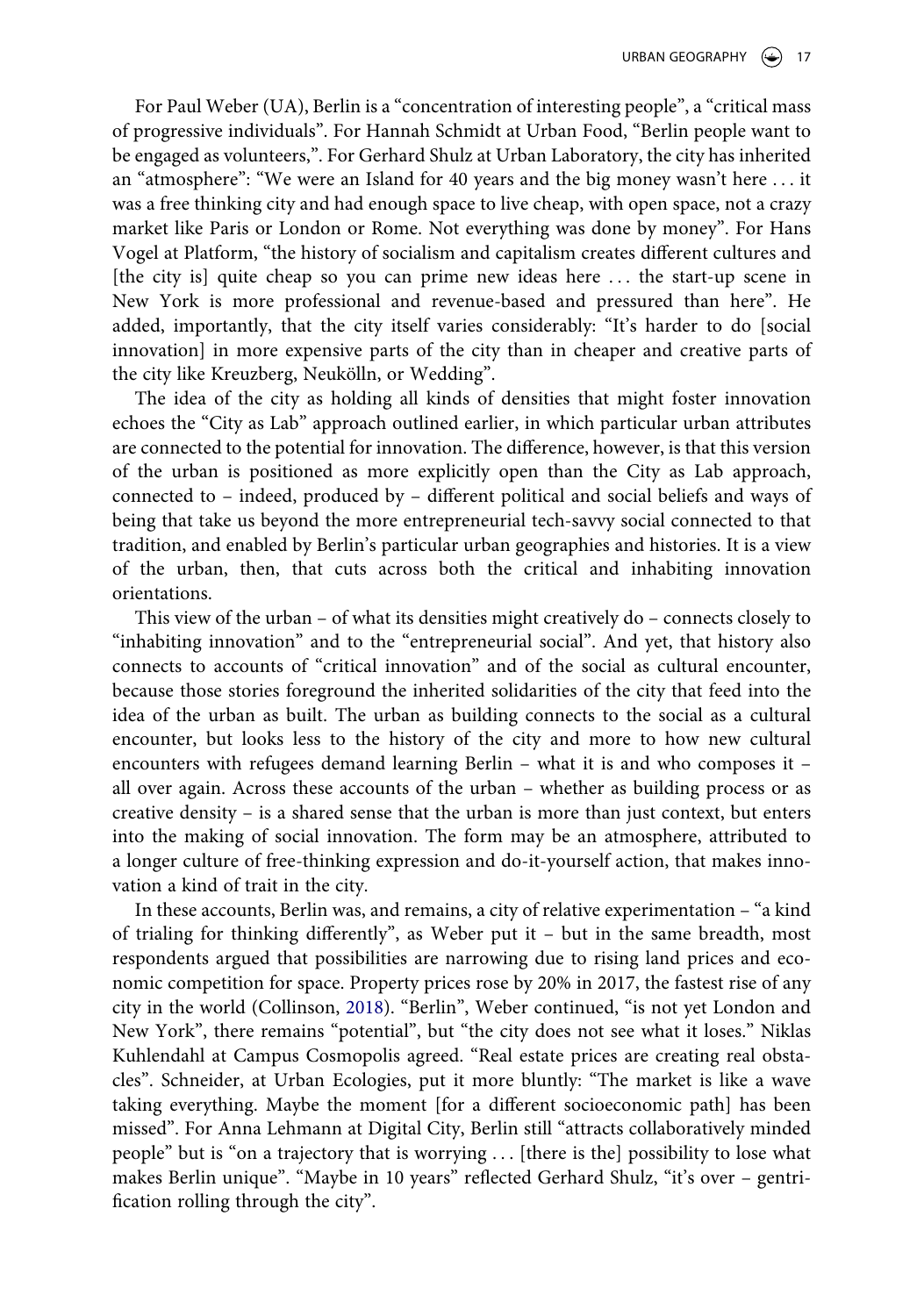For Paul Weber (UA), Berlin is a "concentration of interesting people", a "critical mass of progressive individuals". For Hannah Schmidt at Urban Food, "Berlin people want to be engaged as volunteers,". For Gerhard Shulz at Urban Laboratory, the city has inherited an "atmosphere": "We were an Island for 40 years and the big money wasn't here … it was a free thinking city and had enough space to live cheap, with open space, not a crazy market like Paris or London or Rome. Not everything was done by money". For Hans Vogel at Platform, "the history of socialism and capitalism creates different cultures and [the city is] quite cheap so you can prime new ideas here … the start-up scene in New York is more professional and revenue-based and pressured than here". He added, importantly, that the city itself varies considerably: "It's harder to do [social innovation] in more expensive parts of the city than in cheaper and creative parts of the city like Kreuzberg, Neukölln, or Wedding".

The idea of the city as holding all kinds of densities that might foster innovation echoes the "City as Lab" approach outlined earlier, in which particular urban attributes are connected to the potential for innovation. The difference, however, is that this version of the urban is positioned as more explicitly open than the City as Lab approach, connected to – indeed, produced by – different political and social beliefs and ways of being that take us beyond the more entrepreneurial tech-savvy social connected to that tradition, and enabled by Berlin's particular urban geographies and histories. It is a view of the urban, then, that cuts across both the critical and inhabiting innovation orientations.

This view of the urban – of what its densities might creatively do – connects closely to "inhabiting innovation" and to the "entrepreneurial social". And yet, that history also connects to accounts of "critical innovation" and of the social as cultural encounter, because those stories foreground the inherited solidarities of the city that feed into the idea of the urban as built. The urban as building connects to the social as a cultural encounter, but looks less to the history of the city and more to how new cultural encounters with refugees demand learning Berlin – what it is and who composes it – all over again. Across these accounts of the urban – whether as building process or as creative density – is a shared sense that the urban is more than just context, but enters into the making of social innovation. The form may be an atmosphere, attributed to a longer culture of free-thinking expression and do-it-yourself action, that makes innovation a kind of trait in the city.

In these accounts, Berlin was, and remains, a city of relative experimentation – "a kind of trialing for thinking differently", as Weber put it – but in the same breadth, most respondents argued that possibilities are narrowing due to rising land prices and economic competition for space. Property prices rose by 20% in 2017, the fastest rise of any city in the world (Collinson, 2018). "Berlin", Weber continued, "is not yet London and New York", there remains "potential", but "the city does not see what it loses." Niklas Kuhlendahl at Campus Cosmopolis agreed. "Real estate prices are creating real obstacles". Schneider, at Urban Ecologies, put it more bluntly: "The market is like a wave taking everything. Maybe the moment [for a different socioeconomic path] has been missed". For Anna Lehmann at Digital City, Berlin still "attracts collaboratively minded people" but is "on a trajectory that is worrying … [there is the] possibility to lose what makes Berlin unique". "Maybe in 10 years" reflected Gerhard Shulz, "it's over – gentrification rolling through the city".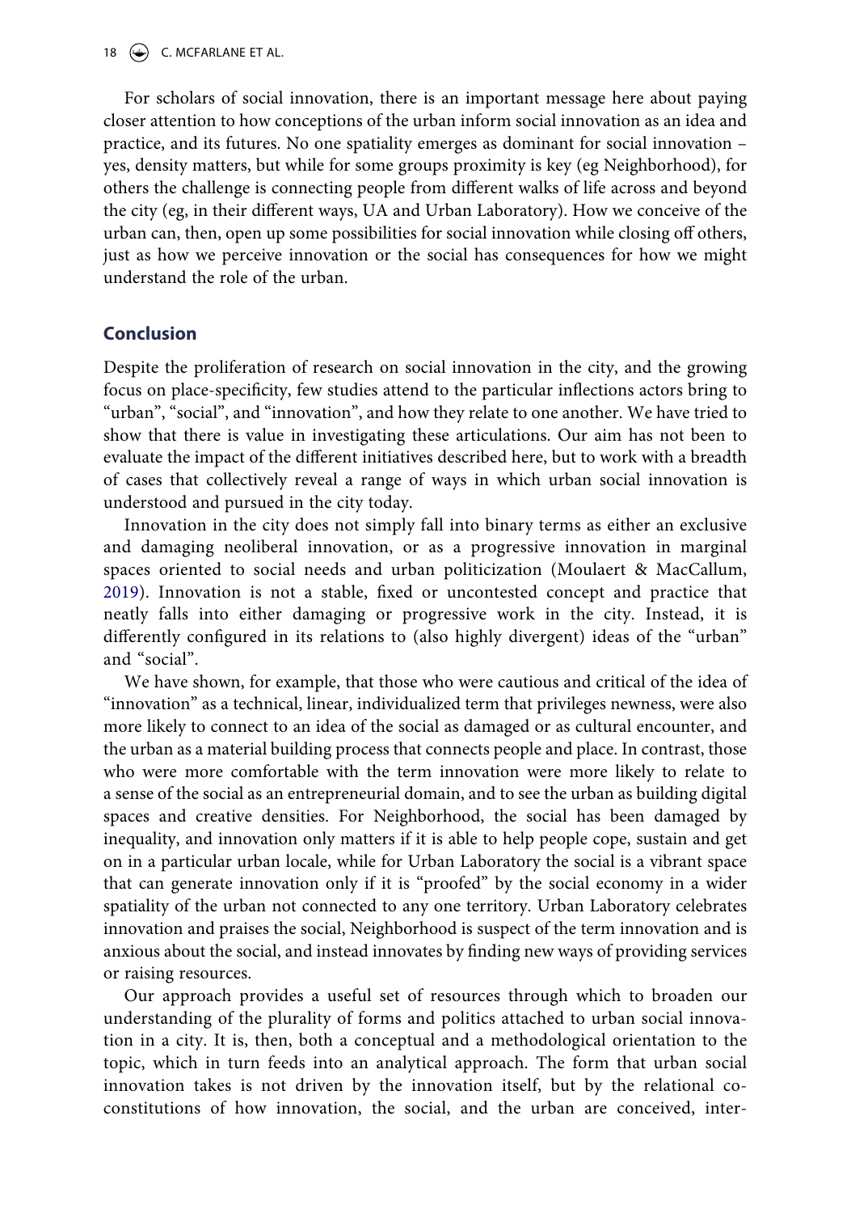For scholars of social innovation, there is an important message here about paying closer attention to how conceptions of the urban inform social innovation as an idea and practice, and its futures. No one spatiality emerges as dominant for social innovation – yes, density matters, but while for some groups proximity is key (eg Neighborhood), for others the challenge is connecting people from different walks of life across and beyond the city (eg, in their different ways, UA and Urban Laboratory). How we conceive of the urban can, then, open up some possibilities for social innovation while closing off others, just as how we perceive innovation or the social has consequences for how we might understand the role of the urban.

## Conclusion

Despite the proliferation of research on social innovation in the city, and the growing focus on place-specificity, few studies attend to the particular inflections actors bring to "urban", "social", and "innovation", and how they relate to one another. We have tried to show that there is value in investigating these articulations. Our aim has not been to evaluate the impact of the different initiatives described here, but to work with a breadth of cases that collectively reveal a range of ways in which urban social innovation is understood and pursued in the city today.

Innovation in the city does not simply fall into binary terms as either an exclusive and damaging neoliberal innovation, or as a progressive innovation in marginal spaces oriented to social needs and urban politicization (Moulaert & MacCallum, 2019). Innovation is not a stable, fixed or uncontested concept and practice that neatly falls into either damaging or progressive work in the city. Instead, it is differently configured in its relations to (also highly divergent) ideas of the "urban" and "social".

We have shown, for example, that those who were cautious and critical of the idea of "innovation" as a technical, linear, individualized term that privileges newness, were also more likely to connect to an idea of the social as damaged or as cultural encounter, and the urban as a material building process that connects people and place. In contrast, those who were more comfortable with the term innovation were more likely to relate to a sense of the social as an entrepreneurial domain, and to see the urban as building digital spaces and creative densities. For Neighborhood, the social has been damaged by inequality, and innovation only matters if it is able to help people cope, sustain and get on in a particular urban locale, while for Urban Laboratory the social is a vibrant space that can generate innovation only if it is "proofed" by the social economy in a wider spatiality of the urban not connected to any one territory. Urban Laboratory celebrates innovation and praises the social, Neighborhood is suspect of the term innovation and is anxious about the social, and instead innovates by finding new ways of providing services or raising resources.

Our approach provides a useful set of resources through which to broaden our understanding of the plurality of forms and politics attached to urban social innovation in a city. It is, then, both a conceptual and a methodological orientation to the topic, which in turn feeds into an analytical approach. The form that urban social innovation takes is not driven by the innovation itself, but by the relational co-constitutions of how innovation, the social, and the urban are conceived, inter-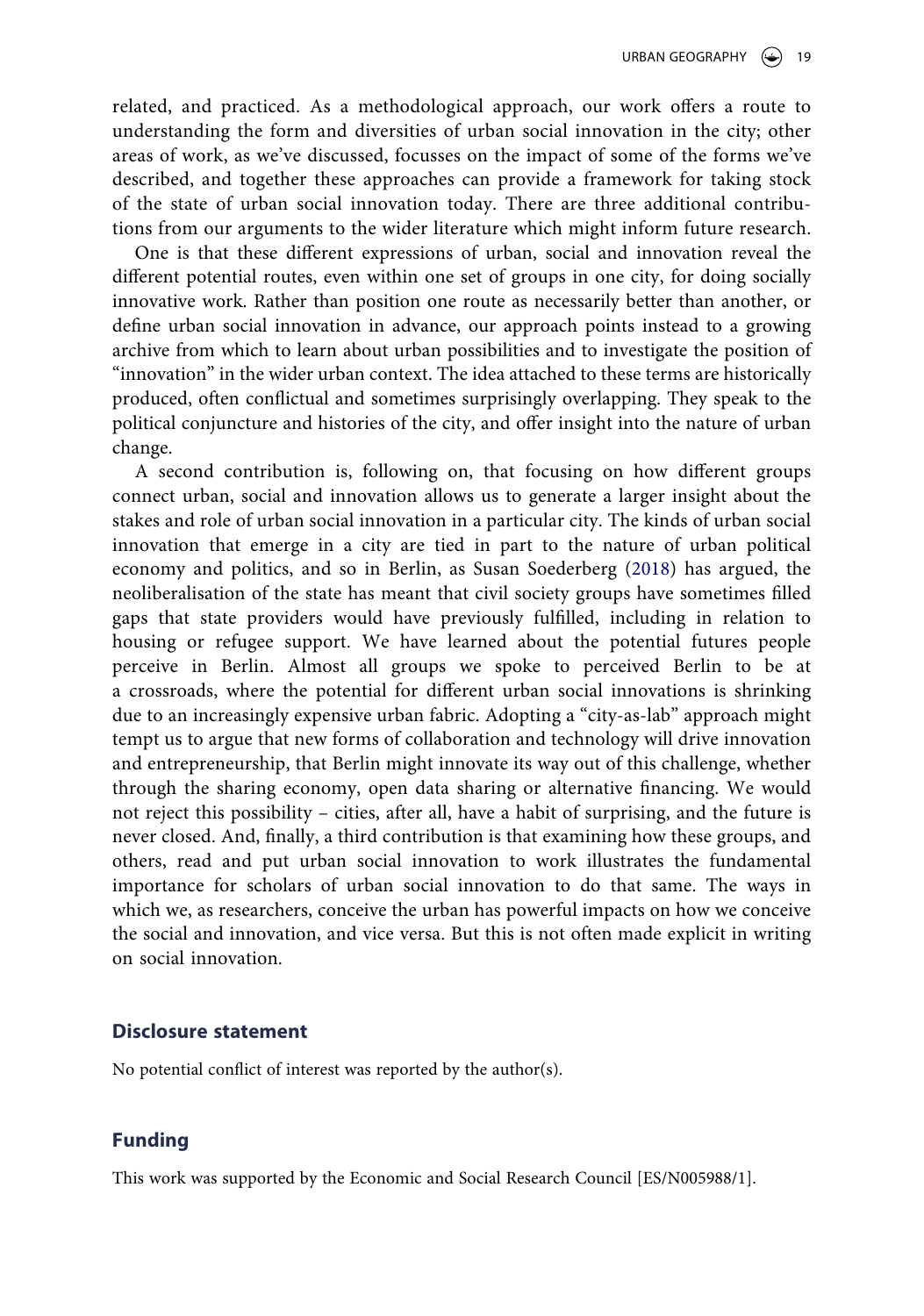related, and practiced. As a methodological approach, our work offers a route to understanding the form and diversities of urban social innovation in the city; other areas of work, as we've discussed, focusses on the impact of some of the forms we've described, and together these approaches can provide a framework for taking stock of the state of urban social innovation today. There are three additional contributions from our arguments to the wider literature which might inform future research.

One is that these different expressions of urban, social and innovation reveal the different potential routes, even within one set of groups in one city, for doing socially innovative work. Rather than position one route as necessarily better than another, or define urban social innovation in advance, our approach points instead to a growing archive from which to learn about urban possibilities and to investigate the position of "innovation" in the wider urban context. The idea attached to these terms are historically produced, often conflictual and sometimes surprisingly overlapping. They speak to the political conjuncture and histories of the city, and offer insight into the nature of urban change.

A second contribution is, following on, that focusing on how different groups connect urban, social and innovation allows us to generate a larger insight about the stakes and role of urban social innovation in a particular city. The kinds of urban social innovation that emerge in a city are tied in part to the nature of urban political economy and politics, and so in Berlin, as Susan Soederberg (2018) has argued, the neoliberalisation of the state has meant that civil society groups have sometimes filled gaps that state providers would have previously fulfilled, including in relation to housing or refugee support. We have learned about the potential futures people perceive in Berlin. Almost all groups we spoke to perceived Berlin to be at a crossroads, where the potential for different urban social innovations is shrinking due to an increasingly expensive urban fabric. Adopting a "city-as-lab" approach might tempt us to argue that new forms of collaboration and technology will drive innovation and entrepreneurship, that Berlin might innovate its way out of this challenge, whether through the sharing economy, open data sharing or alternative financing. We would not reject this possibility – cities, after all, have a habit of surprising, and the future is never closed. And, finally, a third contribution is that examining how these groups, and others, read and put urban social innovation to work illustrates the fundamental importance for scholars of urban social innovation to do that same. The ways in which we, as researchers, conceive the urban has powerful impacts on how we conceive the social and innovation, and vice versa. But this is not often made explicit in writing on social innovation.

## Disclosure statement

No potential conflict of interest was reported by the author(s).

## Funding

This work was supported by the Economic and Social Research Council [ES/N005988/1].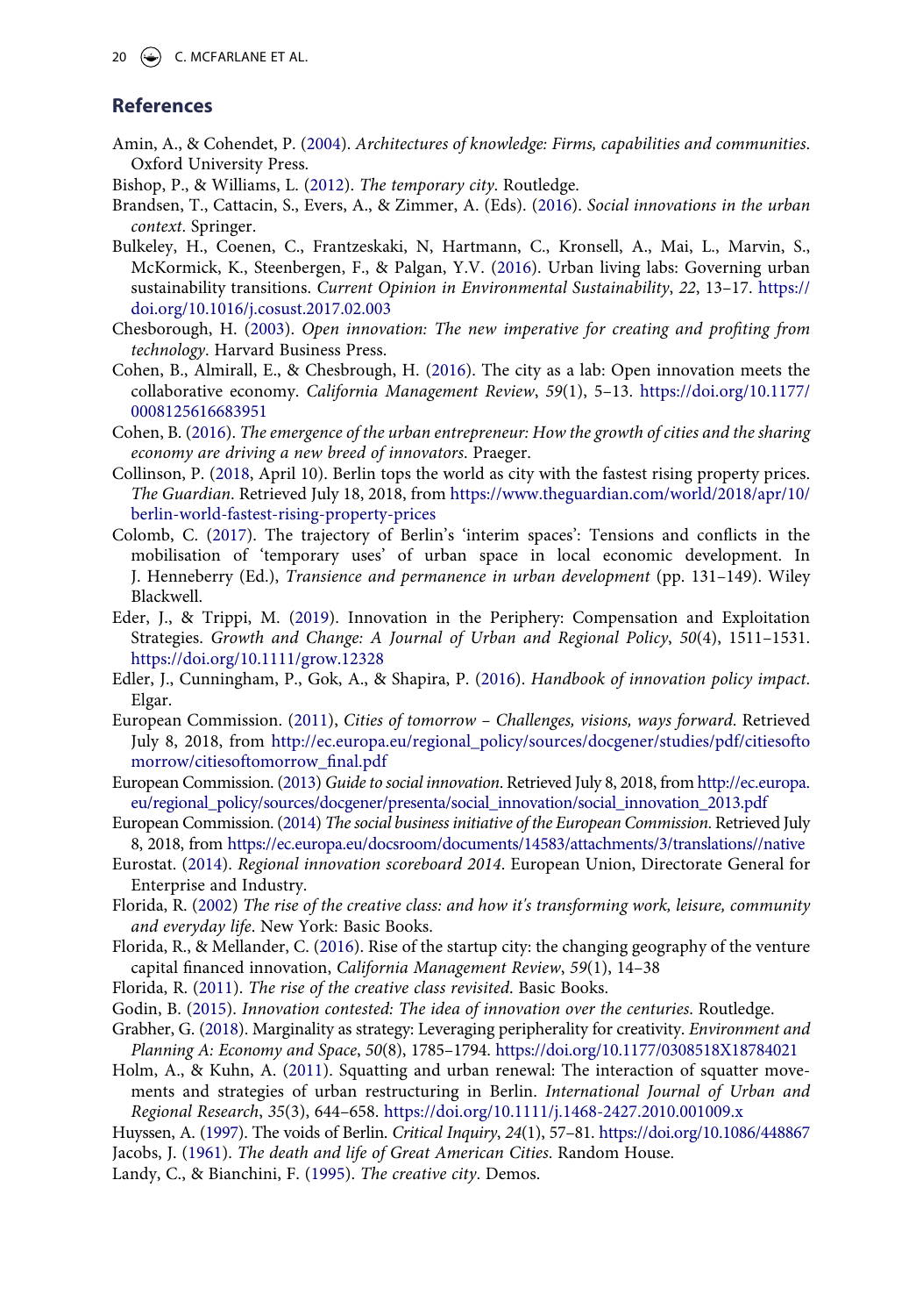## References

Amin, A., & Cohendet, P. (2004). *Architectures of knowledge: Firms, capabilities and communities*. Oxford University Press.

Bishop, P., & Williams, L. (2012). *The temporary city*. Routledge.

Brandsen, T., Cattacin, S., Evers, A., & Zimmer, A. (Eds). (2016). *Social innovations in the urban context*. Springer.

Bulkeley, H., Coenen, C., Frantzeskaki, N, Hartmann, C., Kronsell, A., Mai, L., Marvin, S., McKormick, K., Steenbergen, F., & Palgan, Y.V. (2016). Urban living labs: Governing urban sustainability transitions. *Current Opinion in Environmental Sustainability*, *22*, 13–17. https://doi.org/10.1016/j.cosust.2017.02.003

Chesborough, H. (2003). *Open innovation: The new imperative for creating and profiting from technology*. Harvard Business Press.

Cohen, B., Almirall, E., & Chesbrough, H. (2016). The city as a lab: Open innovation meets the collaborative economy. *California Management Review*, *59*(1), 5–13. https://doi.org/10.1177/0008125616683951

Cohen, B. (2016). *The emergence of the urban entrepreneur: How the growth of cities and the sharing economy are driving a new breed of innovators*. Praeger.

Collinson, P. (2018, April 10). Berlin tops the world as city with the fastest rising property prices. *The Guardian*. Retrieved July 18, 2018, from https://www.theguardian.com/world/2018/apr/10/berlin-world-fastest-rising-property-prices

Colomb, C. (2017). The trajectory of Berlin's 'interim spaces': Tensions and conflicts in the mobilisation of 'temporary uses' of urban space in local economic development. In J. Henneberry (Ed.), *Transience and permanence in urban development* (pp. 131–149). Wiley Blackwell.

Eder, J., & Trippi, M. (2019). Innovation in the Periphery: Compensation and Exploitation Strategies. *Growth and Change: A Journal of Urban and Regional Policy*, *50*(4), 1511–1531. https://doi.org/10.1111/grow.12328

Edler, J., Cunningham, P., Gok, A., & Shapira, P. (2016). *Handbook of innovation policy impact*. Elgar.

European Commission. (2011), *Cities of tomorrow – Challenges, visions, ways forward*. Retrieved July 8, 2018, from http://ec.europa.eu/regional_policy/sources/docgener/studies/pdf/citiesoftomorrow/citiesoftomorrow_final.pdf

European Commission. (2013) *Guide to social innovation*. Retrieved July 8, 2018, from http://ec.europa.eu/regional_policy/sources/docgener/presenta/social_innovation/social_innovation_2013.pdf

European Commission. (2014) *The social business initiative of the European Commission*. Retrieved July 8, 2018, from https://ec.europa.eu/docsroom/documents/14583/attachments/3/translations//native

Eurostat. (2014). *Regional innovation scoreboard 2014*. European Union, Directorate General for Enterprise and Industry.

Florida, R. (2002) *The rise of the creative class: and how it's transforming work, leisure, community and everyday life*. New York: Basic Books.

Florida, R., & Mellander, C. (2016). Rise of the startup city: the changing geography of the venture capital financed innovation, *California Management Review*, *59*(1), 14–38

Florida, R. (2011). *The rise of the creative class revisited*. Basic Books.

Godin, B. (2015). *Innovation contested: The idea of innovation over the centuries*. Routledge.

Grabher, G. (2018). Marginality as strategy: Leveraging peripherality for creativity. *Environment and Planning A: Economy and Space*, *50*(8), 1785–1794. https://doi.org/10.1177/0308518X18784021

Holm, A., & Kuhn, A. (2011). Squatting and urban renewal: The interaction of squatter movements and strategies of urban restructuring in Berlin. *International Journal of Urban and Regional Research*, *35*(3), 644–658. https://doi.org/10.1111/j.1468-2427.2010.001009.x

Huyssen, A. (1997). The voids of Berlin. *Critical Inquiry*, *24*(1), 57–81. https://doi.org/10.1086/448867

Jacobs, J. (1961). *The death and life of Great American Cities*. Random House.

Landy, C., & Bianchini, F. (1995). *The creative city*. Demos.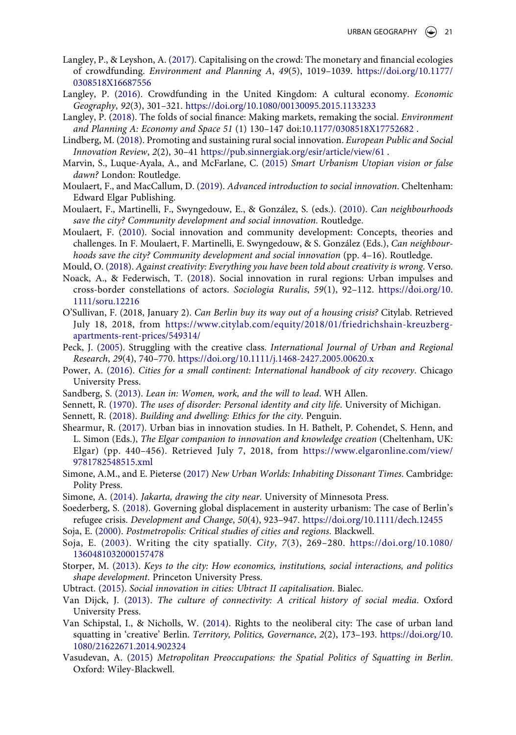Langley, P., & Leyshon, A. (2017). Capitalising on the crowd: The monetary and financial ecologies of crowdfunding. *Environment and Planning A*, *49*(5), 1019–1039. https://doi.org/10.1177/0308518X16687556

Langley, P. (2016). Crowdfunding in the United Kingdom: A cultural economy. *Economic Geography*, *92*(3), 301–321. https://doi.org/10.1080/00130095.2015.1133233

Langley, P. (2018). The folds of social finance: Making markets, remaking the social. *Environment and Planning A: Economy and Space 51* (1) 130–147 doi:10.1177/0308518X17752682 .

Lindberg, M. (2018). Promoting and sustaining rural social innovation. *European Public and Social Innovation Review*, *2*(2), 30–41 https://pub.sinnergiak.org/esir/article/view/61 .

Marvin, S., Luque-Ayala, A., and McFarlane, C. (2015) *Smart Urbanism Utopian vision or false dawn?* London: Routledge.

Moulaert, F., and MacCallum, D. (2019). *Advanced introduction to social innovation*. Cheltenham: Edward Elgar Publishing.

Moulaert, F., Martinelli, F., Swyngedouw, E., & González, S. (eds.). (2010). *Can neighbourhoods save the city? Community development and social innovation*. Routledge.

Moulaert, F. (2010). Social innovation and community development: Concepts, theories and challenges. In F. Moulaert, F. Martinelli, E. Swyngedouw, & S. González (Eds.), *Can neighbourhoods save the city? Community development and social innovation* (pp. 4–16). Routledge.

Mould, O. (2018). *Against creativity: Everything you have been told about creativity is wrong*. Verso.

Noack, A., & Federwisch, T. (2018). Social innovation in rural regions: Urban impulses and cross-border constellations of actors. *Sociologia Ruralis*, *59*(1), 92–112. https://doi.org/10.1111/soru.12216

O'Sullivan, F. (2018, January 2). *Can Berlin buy its way out of a housing crisis?* Citylab. Retrieved July 18, 2018, from https://www.citylab.com/equity/2018/01/friedrichshain-kreuzberg-apartments-rent-prices/549314/

Peck, J. (2005). Struggling with the creative class. *International Journal of Urban and Regional Research*, *29*(4), 740–770. https://doi.org/10.1111/j.1468-2427.2005.00620.x

Power, A. (2016). *Cities for a small continent: International handbook of city recovery*. Chicago University Press.

Sandberg, S. (2013). *Lean in: Women, work, and the will to lead*. WH Allen.

Sennett, R. (1970). *The uses of disorder: Personal identity and city life*. University of Michigan.

Sennett, R. (2018). *Building and dwelling: Ethics for the city*. Penguin.

Shearmur, R. (2017). Urban bias in innovation studies. In H. Bathelt, P. Cohendet, S. Henn, and L. Simon (Eds.), *The Elgar companion to innovation and knowledge creation* (Cheltenham, UK: Elgar) (pp. 440–456). Retrieved July 7, 2018, from https://www.elgaronline.com/view/9781782548515.xml

Simone, A.M., and E. Pieterse (2017) *New Urban Worlds: Inhabiting Dissonant Times*. Cambridge: Polity Press.

Simone, A. (2014). *Jakarta, drawing the city near*. University of Minnesota Press.

Soederberg, S. (2018). Governing global displacement in austerity urbanism: The case of Berlin's refugee crisis. *Development and Change*, *50*(4), 923–947. https://doi.org/10.1111/dech.12455

Soja, E. (2000). *Postmetropolis: Critical studies of cities and regions*. Blackwell.

Soja, E. (2003). Writing the city spatially. *City*, *7*(3), 269–280. https://doi.org/10.1080/1360481032000157478

Storper, M. (2013). *Keys to the city: How economics, institutions, social interactions, and politics shape development*. Princeton University Press.

Ubtract. (2015). *Social innovation in cities: Ubtract II capitalisation*. Bialec.

Van Dijck, J. (2013). *The culture of connectivity: A critical history of social media*. Oxford University Press.

Van Schipstal, I., & Nicholls, W. (2014). Rights to the neoliberal city: The case of urban land squatting in 'creative' Berlin. *Territory, Politics, Governance*, *2*(2), 173–193. https://doi.org/10.1080/21622671.2014.902324

Vasudevan, A. (2015) *Metropolitan Preoccupations: the Spatial Politics of Squatting in Berlin*. Oxford: Wiley-Blackwell.